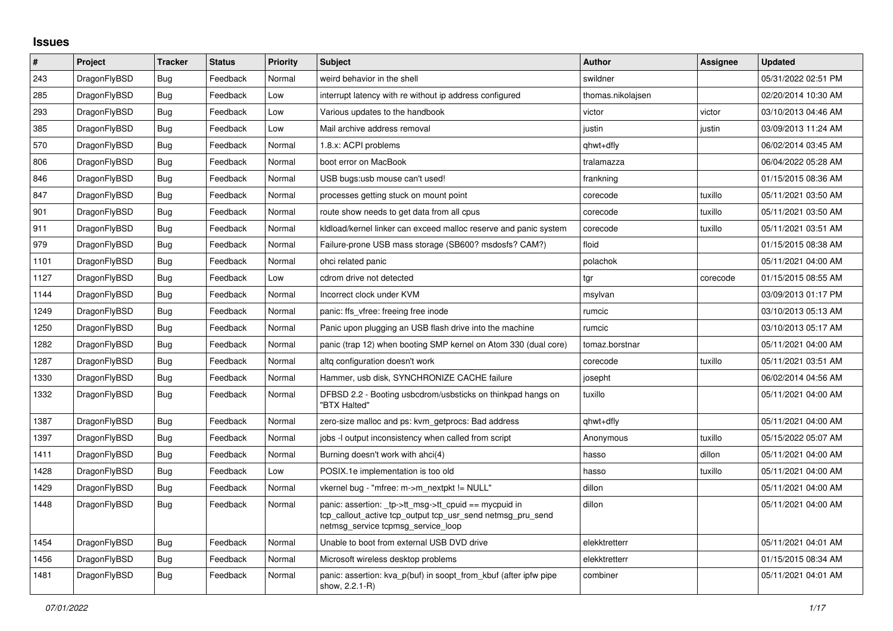# Issues

| # | Project | Tracker | Status | Priority | Subject | Author | Assignee | Updated |
|---|---|---|---|---|---|---|---|---|
| 243 | DragonFlyBSD | Bug | Feedback | Normal | weird behavior in the shell | swildner | | 05/31/2022 02:51 PM |
| 285 | DragonFlyBSD | Bug | Feedback | Low | interrupt latency with re without ip address configured | thomas.nikolajsen | | 02/20/2014 10:30 AM |
| 293 | DragonFlyBSD | Bug | Feedback | Low | Various updates to the handbook | victor | victor | 03/10/2013 04:46 AM |
| 385 | DragonFlyBSD | Bug | Feedback | Low | Mail archive address removal | justin | justin | 03/09/2013 11:24 AM |
| 570 | DragonFlyBSD | Bug | Feedback | Normal | 1.8.x: ACPI problems | qhwt+dfly | | 06/02/2014 03:45 AM |
| 806 | DragonFlyBSD | Bug | Feedback | Normal | boot error on MacBook | tralamazza | | 06/04/2022 05:28 AM |
| 846 | DragonFlyBSD | Bug | Feedback | Normal | USB bugs:usb mouse can't used! | frankning | | 01/15/2015 08:36 AM |
| 847 | DragonFlyBSD | Bug | Feedback | Normal | processes getting stuck on mount point | corecode | tuxillo | 05/11/2021 03:50 AM |
| 901 | DragonFlyBSD | Bug | Feedback | Normal | route show needs to get data from all cpus | corecode | tuxillo | 05/11/2021 03:50 AM |
| 911 | DragonFlyBSD | Bug | Feedback | Normal | kldload/kernel linker can exceed malloc reserve and panic system | corecode | tuxillo | 05/11/2021 03:51 AM |
| 979 | DragonFlyBSD | Bug | Feedback | Normal | Failure-prone USB mass storage (SB600? msdosfs? CAM?) | floid | | 01/15/2015 08:38 AM |
| 1101 | DragonFlyBSD | Bug | Feedback | Normal | ohci related panic | polachok | | 05/11/2021 04:00 AM |
| 1127 | DragonFlyBSD | Bug | Feedback | Low | cdrom drive not detected | tgr | corecode | 01/15/2015 08:55 AM |
| 1144 | DragonFlyBSD | Bug | Feedback | Normal | Incorrect clock under KVM | msylvan | | 03/09/2013 01:17 PM |
| 1249 | DragonFlyBSD | Bug | Feedback | Normal | panic: ffs_vfree: freeing free inode | rumcic | | 03/10/2013 05:13 AM |
| 1250 | DragonFlyBSD | Bug | Feedback | Normal | Panic upon plugging an USB flash drive into the machine | rumcic | | 03/10/2013 05:17 AM |
| 1282 | DragonFlyBSD | Bug | Feedback | Normal | panic (trap 12) when booting SMP kernel on Atom 330 (dual core) | tomaz.borstnar | | 05/11/2021 04:00 AM |
| 1287 | DragonFlyBSD | Bug | Feedback | Normal | altq configuration doesn't work | corecode | tuxillo | 05/11/2021 03:51 AM |
| 1330 | DragonFlyBSD | Bug | Feedback | Normal | Hammer, usb disk, SYNCHRONIZE CACHE failure | josepht | | 06/02/2014 04:56 AM |
| 1332 | DragonFlyBSD | Bug | Feedback | Normal | DFBSD 2.2 - Booting usbcdrom/usbsticks on thinkpad hangs on "BTX Halted" | tuxillo | | 05/11/2021 04:00 AM |
| 1387 | DragonFlyBSD | Bug | Feedback | Normal | zero-size malloc and ps: kvm_getprocs: Bad address | qhwt+dfly | | 05/11/2021 04:00 AM |
| 1397 | DragonFlyBSD | Bug | Feedback | Normal | jobs -l output inconsistency when called from script | Anonymous | tuxillo | 05/15/2022 05:07 AM |
| 1411 | DragonFlyBSD | Bug | Feedback | Normal | Burning doesn't work with ahci(4) | hasso | dillon | 05/11/2021 04:00 AM |
| 1428 | DragonFlyBSD | Bug | Feedback | Low | POSIX.1e implementation is too old | hasso | tuxillo | 05/11/2021 04:00 AM |
| 1429 | DragonFlyBSD | Bug | Feedback | Normal | vkernel bug - "mfree: m->m_nextpkt != NULL" | dillon | | 05/11/2021 04:00 AM |
| 1448 | DragonFlyBSD | Bug | Feedback | Normal | panic: assertion: _tp->tt_msg->tt_cpuid == mycpuid in tcp_callout_active tcp_output tcp_usr_send netmsg_pru_send netmsg_service tcpmsg_service_loop | dillon | | 05/11/2021 04:00 AM |
| 1454 | DragonFlyBSD | Bug | Feedback | Normal | Unable to boot from external USB DVD drive | elekktretterr | | 05/11/2021 04:01 AM |
| 1456 | DragonFlyBSD | Bug | Feedback | Normal | Microsoft wireless desktop problems | elekktretterr | | 01/15/2015 08:34 AM |
| 1481 | DragonFlyBSD | Bug | Feedback | Normal | panic: assertion: kva_p(buf) in soopt_from_kbuf (after ipfw pipe show, 2.2.1-R) | combiner | | 05/11/2021 04:01 AM |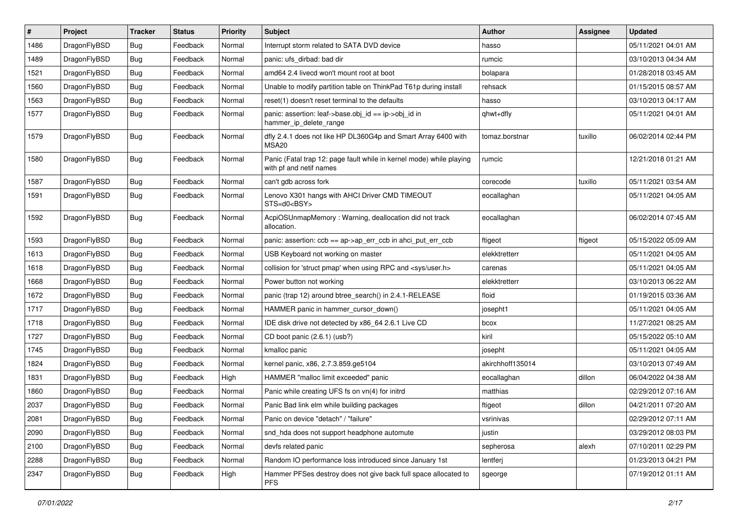| # | Project | Tracker | Status | Priority | Subject | Author | Assignee | Updated |
|---|---|---|---|---|---|---|---|---|
| 1486 | DragonFlyBSD | Bug | Feedback | Normal | Interrupt storm related to SATA DVD device | hasso | | 05/11/2021 04:01 AM |
| 1489 | DragonFlyBSD | Bug | Feedback | Normal | panic: ufs_dirbad: bad dir | rumcic | | 03/10/2013 04:34 AM |
| 1521 | DragonFlyBSD | Bug | Feedback | Normal | amd64 2.4 livecd won't mount root at boot | bolapara | | 01/28/2018 03:45 AM |
| 1560 | DragonFlyBSD | Bug | Feedback | Normal | Unable to modify partition table on ThinkPad T61p during install | rehsack | | 01/15/2015 08:57 AM |
| 1563 | DragonFlyBSD | Bug | Feedback | Normal | reset(1) doesn't reset terminal to the defaults | hasso | | 03/10/2013 04:17 AM |
| 1577 | DragonFlyBSD | Bug | Feedback | Normal | panic: assertion: leaf->base.obj_id == ip->obj_id in hammer_ip_delete_range | qhwt+dfly | | 05/11/2021 04:01 AM |
| 1579 | DragonFlyBSD | Bug | Feedback | Normal | dfly 2.4.1 does not like HP DL360G4p and Smart Array 6400 with MSA20 | tomaz.borstnar | tuxillo | 06/02/2014 02:44 PM |
| 1580 | DragonFlyBSD | Bug | Feedback | Normal | Panic (Fatal trap 12: page fault while in kernel mode) while playing with pf and netif names | rumcic | | 12/21/2018 01:21 AM |
| 1587 | DragonFlyBSD | Bug | Feedback | Normal | can't gdb across fork | corecode | tuxillo | 05/11/2021 03:54 AM |
| 1591 | DragonFlyBSD | Bug | Feedback | Normal | Lenovo X301 hangs with AHCI Driver CMD TIMEOUT STS=d0<BSY> | eocallaghan | | 05/11/2021 04:05 AM |
| 1592 | DragonFlyBSD | Bug | Feedback | Normal | AcpiOSUnmapMemory : Warning, deallocation did not track allocation. | eocallaghan | | 06/02/2014 07:45 AM |
| 1593 | DragonFlyBSD | Bug | Feedback | Normal | panic: assertion: ccb == ap->ap_err_ccb in ahci_put_err_ccb | ftigeot | ftigeot | 05/15/2022 05:09 AM |
| 1613 | DragonFlyBSD | Bug | Feedback | Normal | USB Keyboard not working on master | elekktretterr | | 05/11/2021 04:05 AM |
| 1618 | DragonFlyBSD | Bug | Feedback | Normal | collision for 'struct pmap' when using RPC and <sys/user.h> | carenas | | 05/11/2021 04:05 AM |
| 1668 | DragonFlyBSD | Bug | Feedback | Normal | Power button not working | elekktretterr | | 03/10/2013 06:22 AM |
| 1672 | DragonFlyBSD | Bug | Feedback | Normal | panic (trap 12) around btree_search() in 2.4.1-RELEASE | floid | | 01/19/2015 03:36 AM |
| 1717 | DragonFlyBSD | Bug | Feedback | Normal | HAMMER panic in hammer_cursor_down() | josepht1 | | 05/11/2021 04:05 AM |
| 1718 | DragonFlyBSD | Bug | Feedback | Normal | IDE disk drive not detected by x86_64 2.6.1 Live CD | bcox | | 11/27/2021 08:25 AM |
| 1727 | DragonFlyBSD | Bug | Feedback | Normal | CD boot panic (2.6.1) (usb?) | kiril | | 05/15/2022 05:10 AM |
| 1745 | DragonFlyBSD | Bug | Feedback | Normal | kmalloc panic | josepht | | 05/11/2021 04:05 AM |
| 1824 | DragonFlyBSD | Bug | Feedback | Normal | kernel panic, x86, 2.7.3.859.ge5104 | akirchhoff135014 | | 03/10/2013 07:49 AM |
| 1831 | DragonFlyBSD | Bug | Feedback | High | HAMMER "malloc limit exceeded" panic | eocallaghan | dillon | 06/04/2022 04:38 AM |
| 1860 | DragonFlyBSD | Bug | Feedback | Normal | Panic while creating UFS fs on vn(4) for initrd | matthias | | 02/29/2012 07:16 AM |
| 2037 | DragonFlyBSD | Bug | Feedback | Normal | Panic Bad link elm while building packages | ftigeot | dillon | 04/21/2011 07:20 AM |
| 2081 | DragonFlyBSD | Bug | Feedback | Normal | Panic on device "detach" / "failure" | vsrinivas | | 02/29/2012 07:11 AM |
| 2090 | DragonFlyBSD | Bug | Feedback | Normal | snd_hda does not support headphone automute | justin | | 03/29/2012 08:03 PM |
| 2100 | DragonFlyBSD | Bug | Feedback | Normal | devfs related panic | sepherosa | alexh | 07/10/2011 02:29 PM |
| 2288 | DragonFlyBSD | Bug | Feedback | Normal | Random IO performance loss introduced since January 1st | lentferj | | 01/23/2013 04:21 PM |
| 2347 | DragonFlyBSD | Bug | Feedback | High | Hammer PFSes destroy does not give back full space allocated to PFS | sgeorge | | 07/19/2012 01:11 AM |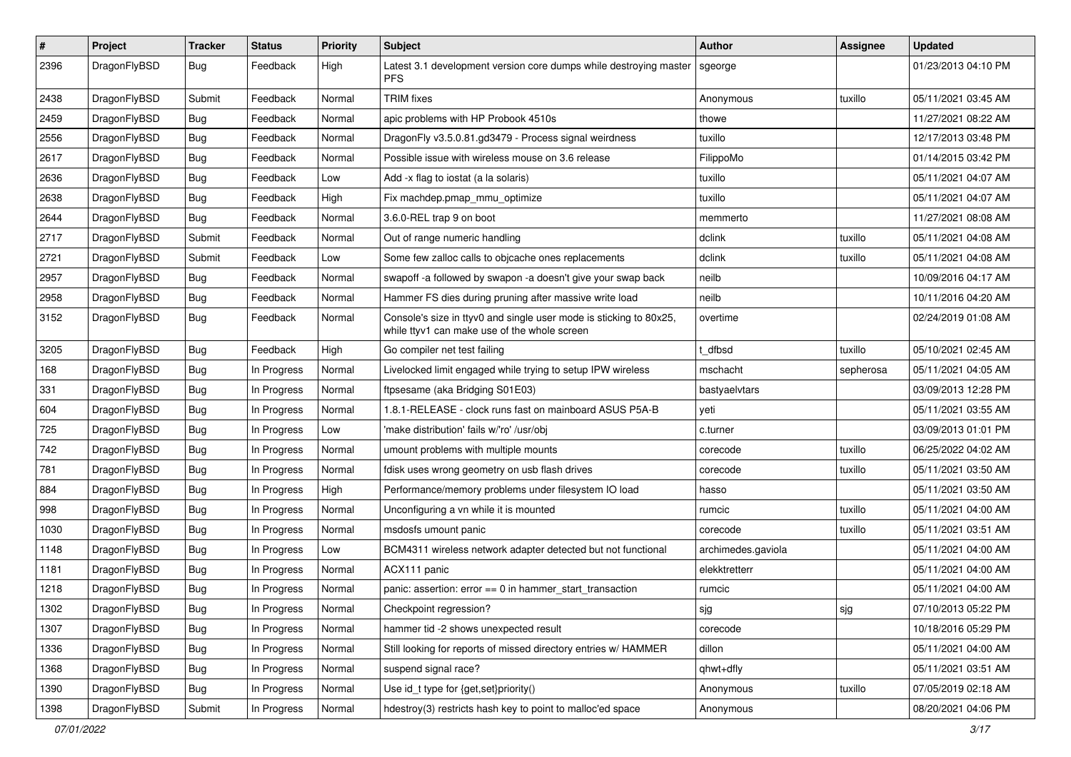| # | Project | Tracker | Status | Priority | Subject | Author | Assignee | Updated |
|---|---|---|---|---|---|---|---|---|
| 2396 | DragonFlyBSD | Bug | Feedback | High | Latest 3.1 development version core dumps while destroying master PFS | sgeorge | | 01/23/2013 04:10 PM |
| 2438 | DragonFlyBSD | Submit | Feedback | Normal | TRIM fixes | Anonymous | tuxillo | 05/11/2021 03:45 AM |
| 2459 | DragonFlyBSD | Bug | Feedback | Normal | apic problems with HP Probook 4510s | thowe | | 11/27/2021 08:22 AM |
| 2556 | DragonFlyBSD | Bug | Feedback | Normal | DragonFly v3.5.0.81.gd3479 - Process signal weirdness | tuxillo | | 12/17/2013 03:48 PM |
| 2617 | DragonFlyBSD | Bug | Feedback | Normal | Possible issue with wireless mouse on 3.6 release | FilippoMo | | 01/14/2015 03:42 PM |
| 2636 | DragonFlyBSD | Bug | Feedback | Low | Add -x flag to iostat (a la solaris) | tuxillo | | 05/11/2021 04:07 AM |
| 2638 | DragonFlyBSD | Bug | Feedback | High | Fix machdep.pmap_mmu_optimize | tuxillo | | 05/11/2021 04:07 AM |
| 2644 | DragonFlyBSD | Bug | Feedback | Normal | 3.6.0-REL trap 9 on boot | memmerto | | 11/27/2021 08:08 AM |
| 2717 | DragonFlyBSD | Submit | Feedback | Normal | Out of range numeric handling | dclink | tuxillo | 05/11/2021 04:08 AM |
| 2721 | DragonFlyBSD | Submit | Feedback | Low | Some few zalloc calls to objcache ones replacements | dclink | tuxillo | 05/11/2021 04:08 AM |
| 2957 | DragonFlyBSD | Bug | Feedback | Normal | swapoff -a followed by swapon -a doesn't give your swap back | neilb | | 10/09/2016 04:17 AM |
| 2958 | DragonFlyBSD | Bug | Feedback | Normal | Hammer FS dies during pruning after massive write load | neilb | | 10/11/2016 04:20 AM |
| 3152 | DragonFlyBSD | Bug | Feedback | Normal | Console's size in ttyv0 and single user mode is sticking to 80x25, while ttyv1 can make use of the whole screen | overtime | | 02/24/2019 01:08 AM |
| 3205 | DragonFlyBSD | Bug | Feedback | High | Go compiler net test failing | t_dfbsd | tuxillo | 05/10/2021 02:45 AM |
| 168 | DragonFlyBSD | Bug | In Progress | Normal | Livelocked limit engaged while trying to setup IPW wireless | mschacht | sepherosa | 05/11/2021 04:05 AM |
| 331 | DragonFlyBSD | Bug | In Progress | Normal | ftpsesame (aka Bridging S01E03) | bastyaelvtars | | 03/09/2013 12:28 PM |
| 604 | DragonFlyBSD | Bug | In Progress | Normal | 1.8.1-RELEASE - clock runs fast on mainboard ASUS P5A-B | yeti | | 05/11/2021 03:55 AM |
| 725 | DragonFlyBSD | Bug | In Progress | Low | 'make distribution' fails w/'ro' /usr/obj | c.turner | | 03/09/2013 01:01 PM |
| 742 | DragonFlyBSD | Bug | In Progress | Normal | umount problems with multiple mounts | corecode | tuxillo | 06/25/2022 04:02 AM |
| 781 | DragonFlyBSD | Bug | In Progress | Normal | fdisk uses wrong geometry on usb flash drives | corecode | tuxillo | 05/11/2021 03:50 AM |
| 884 | DragonFlyBSD | Bug | In Progress | High | Performance/memory problems under filesystem IO load | hasso | | 05/11/2021 03:50 AM |
| 998 | DragonFlyBSD | Bug | In Progress | Normal | Unconfiguring a vn while it is mounted | rumcic | tuxillo | 05/11/2021 04:00 AM |
| 1030 | DragonFlyBSD | Bug | In Progress | Normal | msdosfs umount panic | corecode | tuxillo | 05/11/2021 03:51 AM |
| 1148 | DragonFlyBSD | Bug | In Progress | Low | BCM4311 wireless network adapter detected but not functional | archimedes.gaviola | | 05/11/2021 04:00 AM |
| 1181 | DragonFlyBSD | Bug | In Progress | Normal | ACX111 panic | elekktretterr | | 05/11/2021 04:00 AM |
| 1218 | DragonFlyBSD | Bug | In Progress | Normal | panic: assertion: error == 0 in hammer_start_transaction | rumcic | | 05/11/2021 04:00 AM |
| 1302 | DragonFlyBSD | Bug | In Progress | Normal | Checkpoint regression? | sjg | sjg | 07/10/2013 05:22 PM |
| 1307 | DragonFlyBSD | Bug | In Progress | Normal | hammer tid -2 shows unexpected result | corecode | | 10/18/2016 05:29 PM |
| 1336 | DragonFlyBSD | Bug | In Progress | Normal | Still looking for reports of missed directory entries w/ HAMMER | dillon | | 05/11/2021 04:00 AM |
| 1368 | DragonFlyBSD | Bug | In Progress | Normal | suspend signal race? | qhwt+dfly | | 05/11/2021 03:51 AM |
| 1390 | DragonFlyBSD | Bug | In Progress | Normal | Use id_t type for {get,set}priority() | Anonymous | tuxillo | 07/05/2019 02:18 AM |
| 1398 | DragonFlyBSD | Submit | In Progress | Normal | hdestroy(3) restricts hash key to point to malloc'ed space | Anonymous | | 08/20/2021 04:06 PM |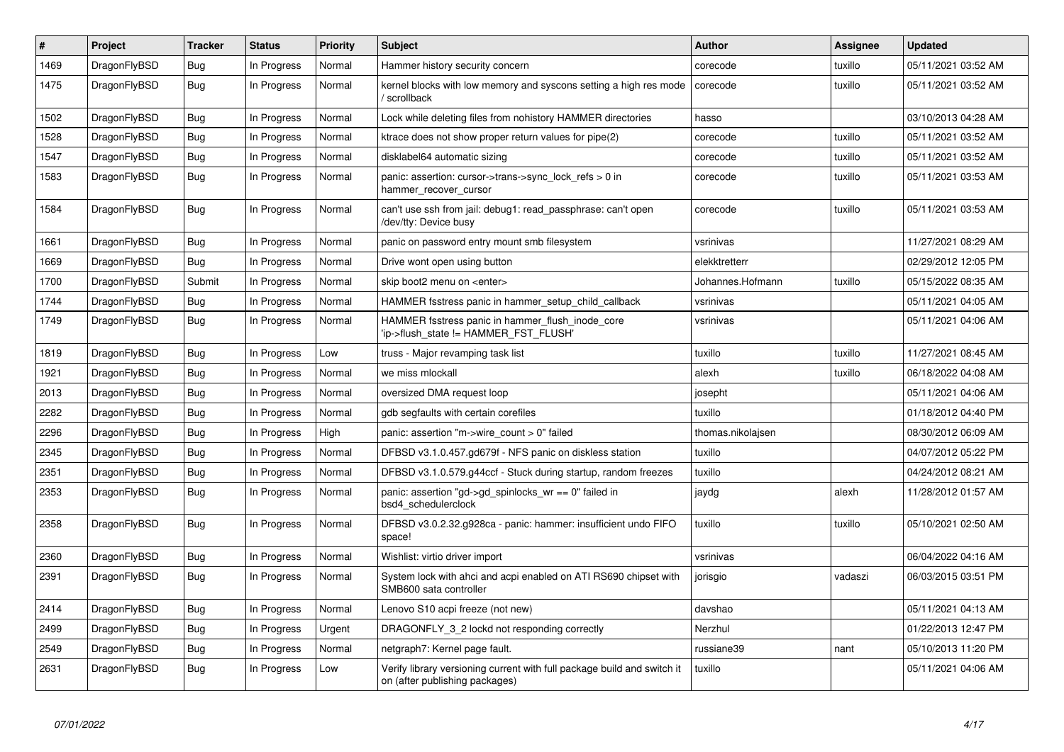| # | Project | Tracker | Status | Priority | Subject | Author | Assignee | Updated |
|---|---|---|---|---|---|---|---|---|
| 1469 | DragonFlyBSD | Bug | In Progress | Normal | Hammer history security concern | corecode | tuxillo | 05/11/2021 03:52 AM |
| 1475 | DragonFlyBSD | Bug | In Progress | Normal | kernel blocks with low memory and syscons setting a high res mode / scrollback | corecode | tuxillo | 05/11/2021 03:52 AM |
| 1502 | DragonFlyBSD | Bug | In Progress | Normal | Lock while deleting files from nohistory HAMMER directories | hasso | | 03/10/2013 04:28 AM |
| 1528 | DragonFlyBSD | Bug | In Progress | Normal | ktrace does not show proper return values for pipe(2) | corecode | tuxillo | 05/11/2021 03:52 AM |
| 1547 | DragonFlyBSD | Bug | In Progress | Normal | disklabel64 automatic sizing | corecode | tuxillo | 05/11/2021 03:52 AM |
| 1583 | DragonFlyBSD | Bug | In Progress | Normal | panic: assertion: cursor->trans->sync_lock_refs > 0 in hammer_recover_cursor | corecode | tuxillo | 05/11/2021 03:53 AM |
| 1584 | DragonFlyBSD | Bug | In Progress | Normal | can't use ssh from jail: debug1: read_passphrase: can't open /dev/tty: Device busy | corecode | tuxillo | 05/11/2021 03:53 AM |
| 1661 | DragonFlyBSD | Bug | In Progress | Normal | panic on password entry mount smb filesystem | vsrinivas | | 11/27/2021 08:29 AM |
| 1669 | DragonFlyBSD | Bug | In Progress | Normal | Drive wont open using button | elekktretterr | | 02/29/2012 12:05 PM |
| 1700 | DragonFlyBSD | Submit | In Progress | Normal | skip boot2 menu on <enter> | Johannes.Hofmann | tuxillo | 05/15/2022 08:35 AM |
| 1744 | DragonFlyBSD | Bug | In Progress | Normal | HAMMER fsstress panic in hammer_setup_child_callback | vsrinivas | | 05/11/2021 04:05 AM |
| 1749 | DragonFlyBSD | Bug | In Progress | Normal | HAMMER fsstress panic in hammer_flush_inode_core 'ip->flush_state != HAMMER_FST_FLUSH' | vsrinivas | | 05/11/2021 04:06 AM |
| 1819 | DragonFlyBSD | Bug | In Progress | Low | truss - Major revamping task list | tuxillo | tuxillo | 11/27/2021 08:45 AM |
| 1921 | DragonFlyBSD | Bug | In Progress | Normal | we miss mlockall | alexh | tuxillo | 06/18/2022 04:08 AM |
| 2013 | DragonFlyBSD | Bug | In Progress | Normal | oversized DMA request loop | josepht | | 05/11/2021 04:06 AM |
| 2282 | DragonFlyBSD | Bug | In Progress | Normal | gdb segfaults with certain corefiles | tuxillo | | 01/18/2012 04:40 PM |
| 2296 | DragonFlyBSD | Bug | In Progress | High | panic: assertion "m->wire_count > 0" failed | thomas.nikolajsen | | 08/30/2012 06:09 AM |
| 2345 | DragonFlyBSD | Bug | In Progress | Normal | DFBSD v3.1.0.457.gd679f - NFS panic on diskless station | tuxillo | | 04/07/2012 05:22 PM |
| 2351 | DragonFlyBSD | Bug | In Progress | Normal | DFBSD v3.1.0.579.g44ccf - Stuck during startup, random freezes | tuxillo | | 04/24/2012 08:21 AM |
| 2353 | DragonFlyBSD | Bug | In Progress | Normal | panic: assertion "gd->gd_spinlocks_wr == 0" failed in bsd4_schedulerclock | jaydg | alexh | 11/28/2012 01:57 AM |
| 2358 | DragonFlyBSD | Bug | In Progress | Normal | DFBSD v3.0.2.32.g928ca - panic: hammer: insufficient undo FIFO space! | tuxillo | tuxillo | 05/10/2021 02:50 AM |
| 2360 | DragonFlyBSD | Bug | In Progress | Normal | Wishlist: virtio driver import | vsrinivas | | 06/04/2022 04:16 AM |
| 2391 | DragonFlyBSD | Bug | In Progress | Normal | System lock with ahci and acpi enabled on ATI RS690 chipset with SMB600 sata controller | jorisgio | vadaszi | 06/03/2015 03:51 PM |
| 2414 | DragonFlyBSD | Bug | In Progress | Normal | Lenovo S10 acpi freeze (not new) | davshao | | 05/11/2021 04:13 AM |
| 2499 | DragonFlyBSD | Bug | In Progress | Urgent | DRAGONFLY_3_2 lockd not responding correctly | Nerzhul | | 01/22/2013 12:47 PM |
| 2549 | DragonFlyBSD | Bug | In Progress | Normal | netgraph7: Kernel page fault. | russiane39 | nant | 05/10/2013 11:20 PM |
| 2631 | DragonFlyBSD | Bug | In Progress | Low | Verify library versioning current with full package build and switch it on (after publishing packages) | tuxillo | | 05/11/2021 04:06 AM |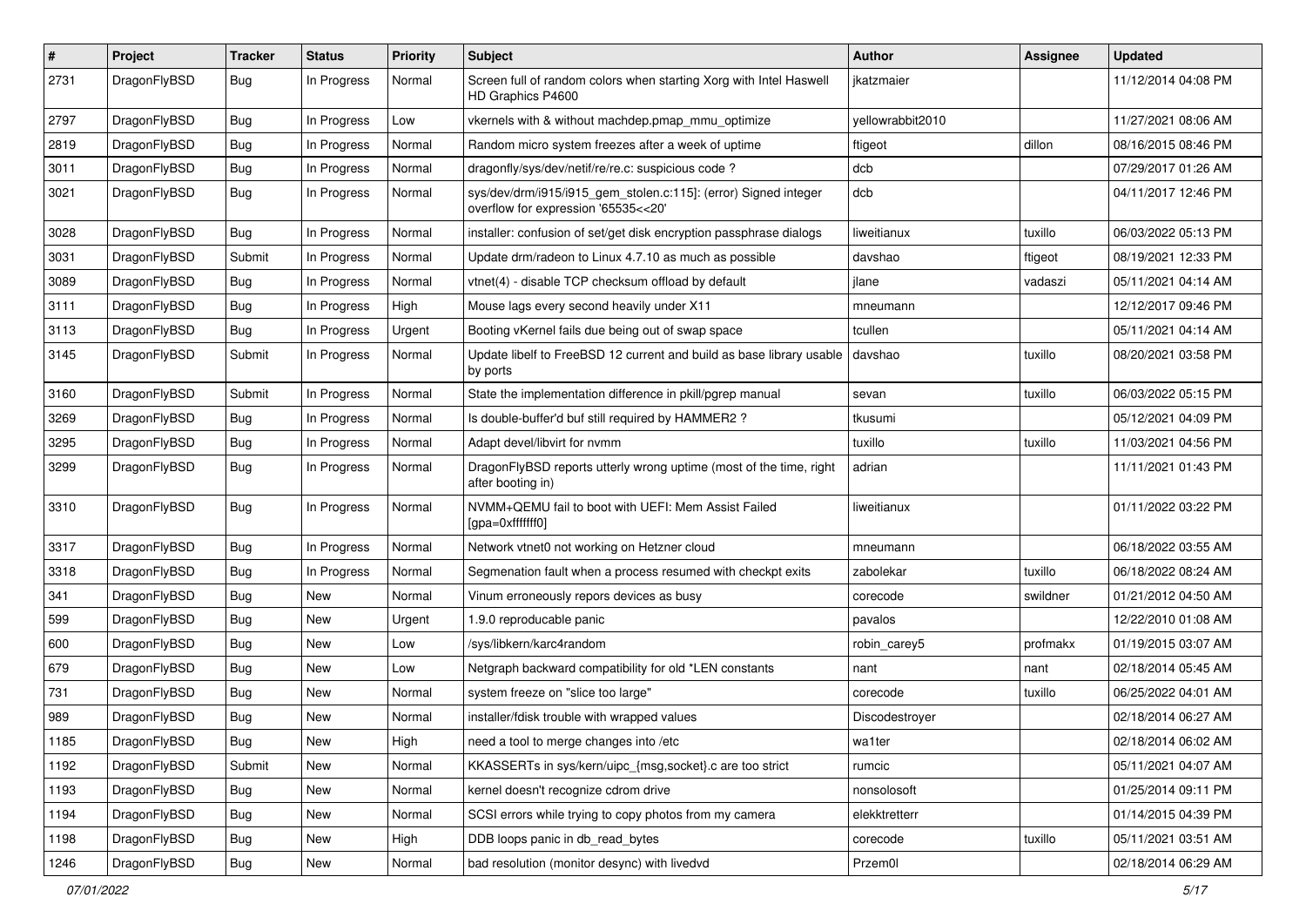| # | Project | Tracker | Status | Priority | Subject | Author | Assignee | Updated |
|---|---|---|---|---|---|---|---|---|
| 2731 | DragonFlyBSD | Bug | In Progress | Normal | Screen full of random colors when starting Xorg with Intel Haswell HD Graphics P4600 | jkatzmaier | | 11/12/2014 04:08 PM |
| 2797 | DragonFlyBSD | Bug | In Progress | Low | vkernels with & without machdep.pmap_mmu_optimize | yellowrabbit2010 | | 11/27/2021 08:06 AM |
| 2819 | DragonFlyBSD | Bug | In Progress | Normal | Random micro system freezes after a week of uptime | ftigeot | dillon | 08/16/2015 08:46 PM |
| 3011 | DragonFlyBSD | Bug | In Progress | Normal | dragonfly/sys/dev/netif/re/re.c: suspicious code ? | dcb | | 07/29/2017 01:26 AM |
| 3021 | DragonFlyBSD | Bug | In Progress | Normal | sys/dev/drm/i915/i915_gem_stolen.c:115]: (error) Signed integer overflow for expression '65535<<20' | dcb | | 04/11/2017 12:46 PM |
| 3028 | DragonFlyBSD | Bug | In Progress | Normal | installer: confusion of set/get disk encryption passphrase dialogs | liweitianux | tuxillo | 06/03/2022 05:13 PM |
| 3031 | DragonFlyBSD | Submit | In Progress | Normal | Update drm/radeon to Linux 4.7.10 as much as possible | davshao | ftigeot | 08/19/2021 12:33 PM |
| 3089 | DragonFlyBSD | Bug | In Progress | Normal | vtnet(4) - disable TCP checksum offload by default | jlane | vadaszi | 05/11/2021 04:14 AM |
| 3111 | DragonFlyBSD | Bug | In Progress | High | Mouse lags every second heavily under X11 | mneumann | | 12/12/2017 09:46 PM |
| 3113 | DragonFlyBSD | Bug | In Progress | Urgent | Booting vKernel fails due being out of swap space | tcullen | | 05/11/2021 04:14 AM |
| 3145 | DragonFlyBSD | Submit | In Progress | Normal | Update libelf to FreeBSD 12 current and build as base library usable by ports | davshao | tuxillo | 08/20/2021 03:58 PM |
| 3160 | DragonFlyBSD | Submit | In Progress | Normal | State the implementation difference in pkill/pgrep manual | sevan | tuxillo | 06/03/2022 05:15 PM |
| 3269 | DragonFlyBSD | Bug | In Progress | Normal | Is double-buffer'd buf still required by HAMMER2 ? | tkusumi | | 05/12/2021 04:09 PM |
| 3295 | DragonFlyBSD | Bug | In Progress | Normal | Adapt devel/libvirt for nvmm | tuxillo | tuxillo | 11/03/2021 04:56 PM |
| 3299 | DragonFlyBSD | Bug | In Progress | Normal | DragonFlyBSD reports utterly wrong uptime (most of the time, right after booting in) | adrian | | 11/11/2021 01:43 PM |
| 3310 | DragonFlyBSD | Bug | In Progress | Normal | NVMM+QEMU fail to boot with UEFI: Mem Assist Failed [gpa=0xfffffff0] | liweitianux | | 01/11/2022 03:22 PM |
| 3317 | DragonFlyBSD | Bug | In Progress | Normal | Network vtnet0 not working on Hetzner cloud | mneumann | | 06/18/2022 03:55 AM |
| 3318 | DragonFlyBSD | Bug | In Progress | Normal | Segmenation fault when a process resumed with checkpt exits | zabolekar | tuxillo | 06/18/2022 08:24 AM |
| 341 | DragonFlyBSD | Bug | New | Normal | Vinum erroneously repors devices as busy | corecode | swildner | 01/21/2012 04:50 AM |
| 599 | DragonFlyBSD | Bug | New | Urgent | 1.9.0 reproducable panic | pavalos | | 12/22/2010 01:08 AM |
| 600 | DragonFlyBSD | Bug | New | Low | /sys/libkern/karc4random | robin_carey5 | profmakx | 01/19/2015 03:07 AM |
| 679 | DragonFlyBSD | Bug | New | Low | Netgraph backward compatibility for old *LEN constants | nant | nant | 02/18/2014 05:45 AM |
| 731 | DragonFlyBSD | Bug | New | Normal | system freeze on "slice too large" | corecode | tuxillo | 06/25/2022 04:01 AM |
| 989 | DragonFlyBSD | Bug | New | Normal | installer/fdisk trouble with wrapped values | Discodestroyer | | 02/18/2014 06:27 AM |
| 1185 | DragonFlyBSD | Bug | New | High | need a tool to merge changes into /etc | wa1ter | | 02/18/2014 06:02 AM |
| 1192 | DragonFlyBSD | Submit | New | Normal | KKASSERTs in sys/kern/uipc_{msg,socket}.c are too strict | rumcic | | 05/11/2021 04:07 AM |
| 1193 | DragonFlyBSD | Bug | New | Normal | kernel doesn't recognize cdrom drive | nonsolosoft | | 01/25/2014 09:11 PM |
| 1194 | DragonFlyBSD | Bug | New | Normal | SCSI errors while trying to copy photos from my camera | elekktretterr | | 01/14/2015 04:39 PM |
| 1198 | DragonFlyBSD | Bug | New | High | DDB loops panic in db_read_bytes | corecode | tuxillo | 05/11/2021 03:51 AM |
| 1246 | DragonFlyBSD | Bug | New | Normal | bad resolution (monitor desync) with livedvd | Przem0l | | 02/18/2014 06:29 AM |

*07/01/2022*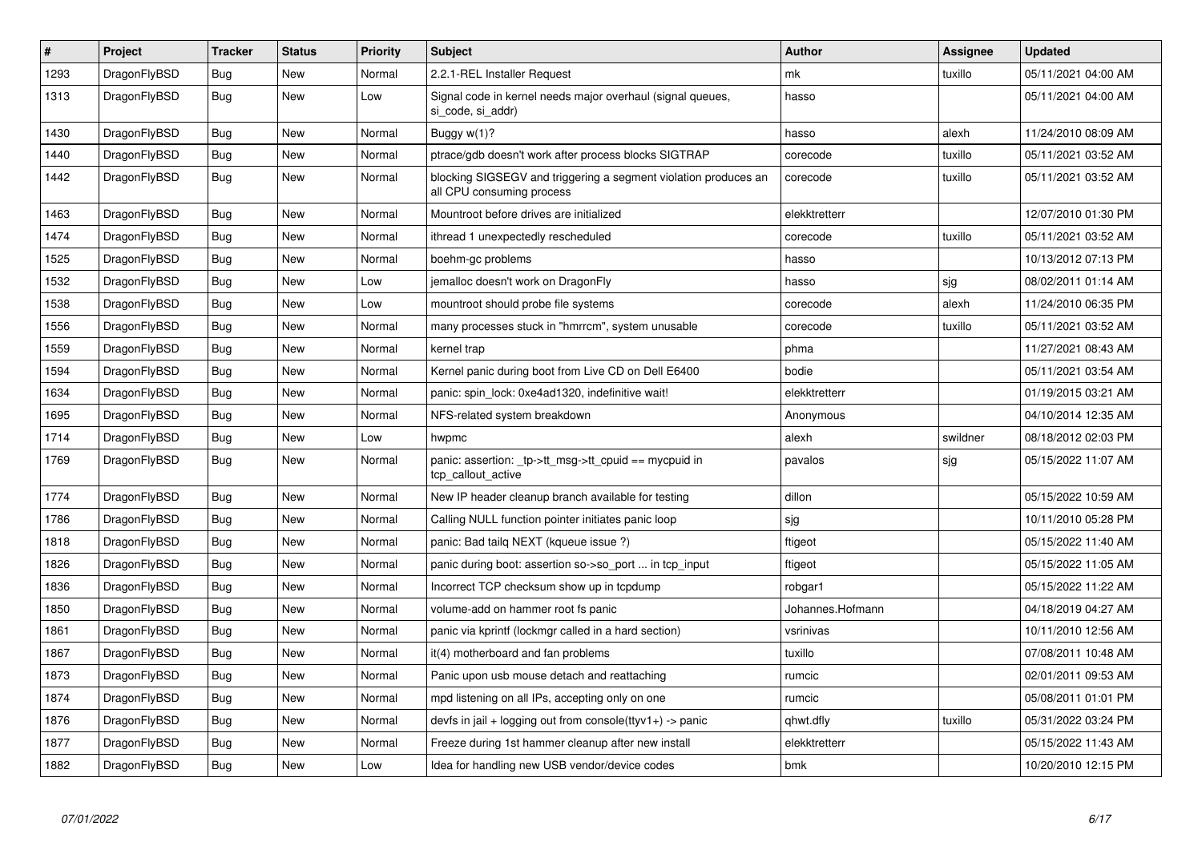| # | Project | Tracker | Status | Priority | Subject | Author | Assignee | Updated |
|---|---|---|---|---|---|---|---|---|
| 1293 | DragonFlyBSD | Bug | New | Normal | 2.2.1-REL Installer Request | mk | tuxillo | 05/11/2021 04:00 AM |
| 1313 | DragonFlyBSD | Bug | New | Low | Signal code in kernel needs major overhaul (signal queues, si_code, si_addr) | hasso | | 05/11/2021 04:00 AM |
| 1430 | DragonFlyBSD | Bug | New | Normal | Buggy w(1)? | hasso | alexh | 11/24/2010 08:09 AM |
| 1440 | DragonFlyBSD | Bug | New | Normal | ptrace/gdb doesn't work after process blocks SIGTRAP | corecode | tuxillo | 05/11/2021 03:52 AM |
| 1442 | DragonFlyBSD | Bug | New | Normal | blocking SIGSEGV and triggering a segment violation produces an all CPU consuming process | corecode | tuxillo | 05/11/2021 03:52 AM |
| 1463 | DragonFlyBSD | Bug | New | Normal | Mountroot before drives are initialized | elekktretterr | | 12/07/2010 01:30 PM |
| 1474 | DragonFlyBSD | Bug | New | Normal | ithread 1 unexpectedly rescheduled | corecode | tuxillo | 05/11/2021 03:52 AM |
| 1525 | DragonFlyBSD | Bug | New | Normal | boehm-gc problems | hasso | | 10/13/2012 07:13 PM |
| 1532 | DragonFlyBSD | Bug | New | Low | jemalloc doesn't work on DragonFly | hasso | sjg | 08/02/2011 01:14 AM |
| 1538 | DragonFlyBSD | Bug | New | Low | mountroot should probe file systems | corecode | alexh | 11/24/2010 06:35 PM |
| 1556 | DragonFlyBSD | Bug | New | Normal | many processes stuck in "hmrrcm", system unusable | corecode | tuxillo | 05/11/2021 03:52 AM |
| 1559 | DragonFlyBSD | Bug | New | Normal | kernel trap | phma | | 11/27/2021 08:43 AM |
| 1594 | DragonFlyBSD | Bug | New | Normal | Kernel panic during boot from Live CD on Dell E6400 | bodie | | 05/11/2021 03:54 AM |
| 1634 | DragonFlyBSD | Bug | New | Normal | panic: spin_lock: 0xe4ad1320, indefinitive wait! | elekktretterr | | 01/19/2015 03:21 AM |
| 1695 | DragonFlyBSD | Bug | New | Normal | NFS-related system breakdown | Anonymous | | 04/10/2014 12:35 AM |
| 1714 | DragonFlyBSD | Bug | New | Low | hwpmc | alexh | swildner | 08/18/2012 02:03 PM |
| 1769 | DragonFlyBSD | Bug | New | Normal | panic: assertion: _tp->tt_msg->tt_cpuid == mycpuid in tcp_callout_active | pavalos | sjg | 05/15/2022 11:07 AM |
| 1774 | DragonFlyBSD | Bug | New | Normal | New IP header cleanup branch available for testing | dillon | | 05/15/2022 10:59 AM |
| 1786 | DragonFlyBSD | Bug | New | Normal | Calling NULL function pointer initiates panic loop | sjg | | 10/11/2010 05:28 PM |
| 1818 | DragonFlyBSD | Bug | New | Normal | panic: Bad tailq NEXT (kqueue issue ?) | ftigeot | | 05/15/2022 11:40 AM |
| 1826 | DragonFlyBSD | Bug | New | Normal | panic during boot: assertion so->so_port ... in tcp_input | ftigeot | | 05/15/2022 11:05 AM |
| 1836 | DragonFlyBSD | Bug | New | Normal | Incorrect TCP checksum show up in tcpdump | robgar1 | | 05/15/2022 11:22 AM |
| 1850 | DragonFlyBSD | Bug | New | Normal | volume-add on hammer root fs panic | Johannes.Hofmann | | 04/18/2019 04:27 AM |
| 1861 | DragonFlyBSD | Bug | New | Normal | panic via kprintf (lockmgr called in a hard section) | vsrinivas | | 10/11/2010 12:56 AM |
| 1867 | DragonFlyBSD | Bug | New | Normal | it(4) motherboard and fan problems | tuxillo | | 07/08/2011 10:48 AM |
| 1873 | DragonFlyBSD | Bug | New | Normal | Panic upon usb mouse detach and reattaching | rumcic | | 02/01/2011 09:53 AM |
| 1874 | DragonFlyBSD | Bug | New | Normal | mpd listening on all IPs, accepting only on one | rumcic | | 05/08/2011 01:01 PM |
| 1876 | DragonFlyBSD | Bug | New | Normal | devfs in jail + logging out from console(ttyv1+) -> panic | qhwt.dfly | tuxillo | 05/31/2022 03:24 PM |
| 1877 | DragonFlyBSD | Bug | New | Normal | Freeze during 1st hammer cleanup after new install | elekktretterr | | 05/15/2022 11:43 AM |
| 1882 | DragonFlyBSD | Bug | New | Low | Idea for handling new USB vendor/device codes | bmk | | 10/20/2010 12:15 PM |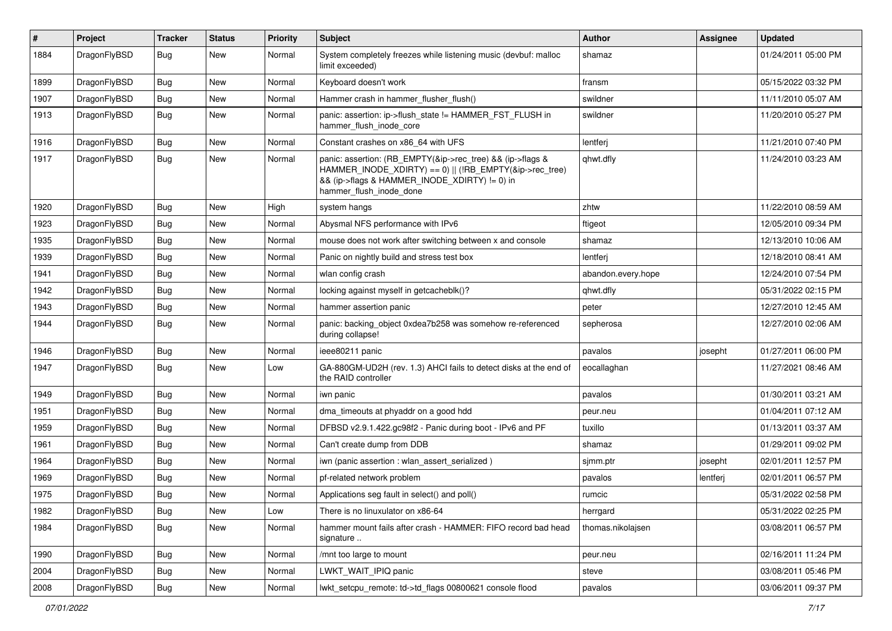| # | Project | Tracker | Status | Priority | Subject | Author | Assignee | Updated |
|---|---|---|---|---|---|---|---|---|
| 1884 | DragonFlyBSD | Bug | New | Normal | System completely freezes while listening music (devbuf: malloc limit exceeded) | shamaz | | 01/24/2011 05:00 PM |
| 1899 | DragonFlyBSD | Bug | New | Normal | Keyboard doesn't work | fransm | | 05/15/2022 03:32 PM |
| 1907 | DragonFlyBSD | Bug | New | Normal | Hammer crash in hammer_flusher_flush() | swildner | | 11/11/2010 05:07 AM |
| 1913 | DragonFlyBSD | Bug | New | Normal | panic: assertion: ip->flush_state != HAMMER_FST_FLUSH in hammer_flush_inode_core | swildner | | 11/20/2010 05:27 PM |
| 1916 | DragonFlyBSD | Bug | New | Normal | Constant crashes on x86_64 with UFS | lentferj | | 11/21/2010 07:40 PM |
| 1917 | DragonFlyBSD | Bug | New | Normal | panic: assertion: (RB_EMPTY(&ip->rec_tree) && (ip->flags & HAMMER_INODE_XDIRTY) == 0) \|\| (!RB_EMPTY(&ip->rec_tree) && (ip->flags & HAMMER_INODE_XDIRTY) != 0) in hammer_flush_inode_done | qhwt.dfly | | 11/24/2010 03:23 AM |
| 1920 | DragonFlyBSD | Bug | New | High | system hangs | zhtw | | 11/22/2010 08:59 AM |
| 1923 | DragonFlyBSD | Bug | New | Normal | Abysmal NFS performance with IPv6 | ftigeot | | 12/05/2010 09:34 PM |
| 1935 | DragonFlyBSD | Bug | New | Normal | mouse does not work after switching between x and console | shamaz | | 12/13/2010 10:06 AM |
| 1939 | DragonFlyBSD | Bug | New | Normal | Panic on nightly build and stress test box | lentferj | | 12/18/2010 08:41 AM |
| 1941 | DragonFlyBSD | Bug | New | Normal | wlan config crash | abandon.every.hope | | 12/24/2010 07:54 PM |
| 1942 | DragonFlyBSD | Bug | New | Normal | locking against myself in getcacheblk()? | qhwt.dfly | | 05/31/2022 02:15 PM |
| 1943 | DragonFlyBSD | Bug | New | Normal | hammer assertion panic | peter | | 12/27/2010 12:45 AM |
| 1944 | DragonFlyBSD | Bug | New | Normal | panic: backing_object 0xdea7b258 was somehow re-referenced during collapse! | sepherosa | | 12/27/2010 02:06 AM |
| 1946 | DragonFlyBSD | Bug | New | Normal | ieee80211 panic | pavalos | josepht | 01/27/2011 06:00 PM |
| 1947 | DragonFlyBSD | Bug | New | Low | GA-880GM-UD2H (rev. 1.3) AHCI fails to detect disks at the end of the RAID controller | eocallaghan | | 11/27/2021 08:46 AM |
| 1949 | DragonFlyBSD | Bug | New | Normal | iwn panic | pavalos | | 01/30/2011 03:21 AM |
| 1951 | DragonFlyBSD | Bug | New | Normal | dma_timeouts at phyaddr on a good hdd | peur.neu | | 01/04/2011 07:12 AM |
| 1959 | DragonFlyBSD | Bug | New | Normal | DFBSD v2.9.1.422.gc98f2 - Panic during boot - IPv6 and PF | tuxillo | | 01/13/2011 03:37 AM |
| 1961 | DragonFlyBSD | Bug | New | Normal | Can't create dump from DDB | shamaz | | 01/29/2011 09:02 PM |
| 1964 | DragonFlyBSD | Bug | New | Normal | iwn (panic assertion : wlan_assert_serialized ) | sjmm.ptr | josepht | 02/01/2011 12:57 PM |
| 1969 | DragonFlyBSD | Bug | New | Normal | pf-related network problem | pavalos | lentferj | 02/01/2011 06:57 PM |
| 1975 | DragonFlyBSD | Bug | New | Normal | Applications seg fault in select() and poll() | rumcic | | 05/31/2022 02:58 PM |
| 1982 | DragonFlyBSD | Bug | New | Low | There is no linuxulator on x86-64 | herrgard | | 05/31/2022 02:25 PM |
| 1984 | DragonFlyBSD | Bug | New | Normal | hammer mount fails after crash - HAMMER: FIFO record bad head signature .. | thomas.nikolajsen | | 03/08/2011 06:57 PM |
| 1990 | DragonFlyBSD | Bug | New | Normal | /mnt too large to mount | peur.neu | | 02/16/2011 11:24 PM |
| 2004 | DragonFlyBSD | Bug | New | Normal | LWKT_WAIT_IPIQ panic | steve | | 03/08/2011 05:46 PM |
| 2008 | DragonFlyBSD | Bug | New | Normal | lwkt_setcpu_remote: td->td_flags 00800621 console flood | pavalos | | 03/06/2011 09:37 PM |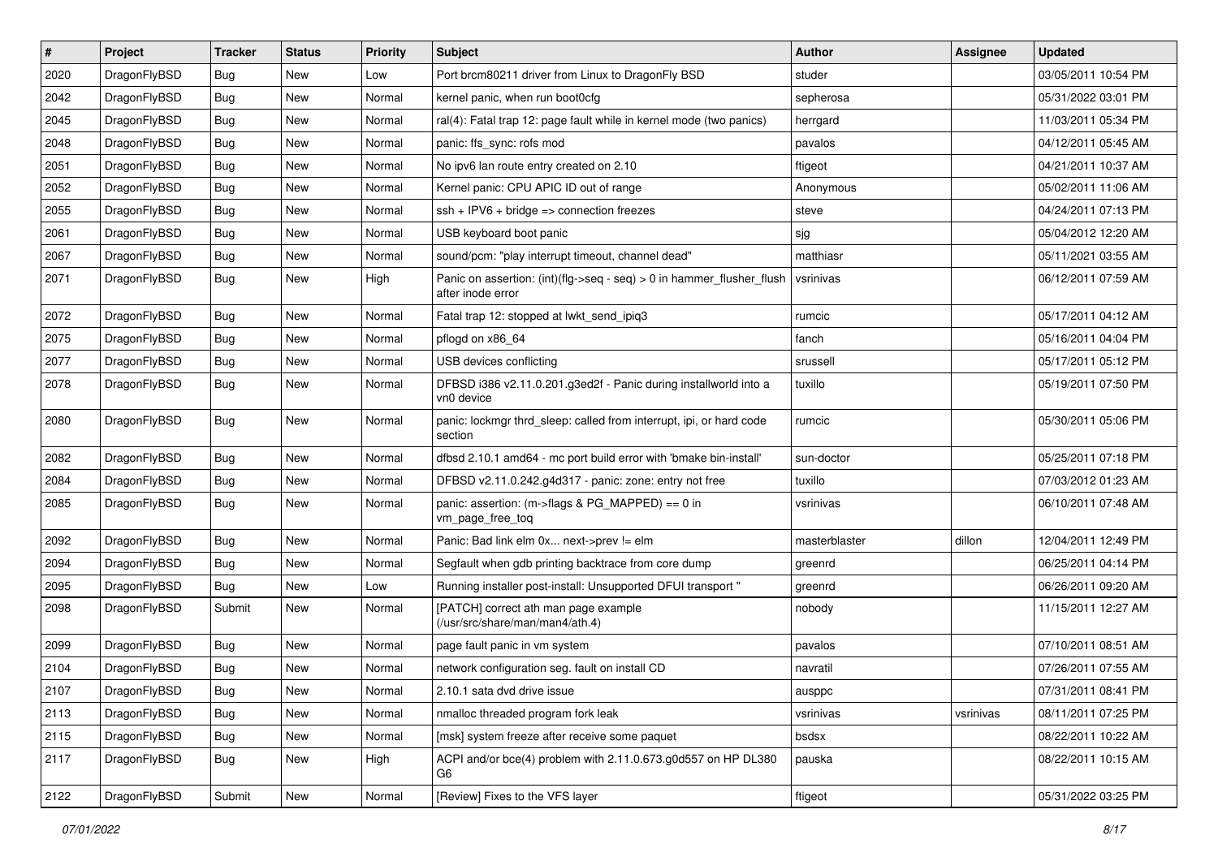| # | Project | Tracker | Status | Priority | Subject | Author | Assignee | Updated |
|---|---|---|---|---|---|---|---|---|
| 2020 | DragonFlyBSD | Bug | New | Low | Port brcm80211 driver from Linux to DragonFly BSD | studer | | 03/05/2011 10:54 PM |
| 2042 | DragonFlyBSD | Bug | New | Normal | kernel panic, when run boot0cfg | sepherosa | | 05/31/2022 03:01 PM |
| 2045 | DragonFlyBSD | Bug | New | Normal | ral(4): Fatal trap 12: page fault while in kernel mode (two panics) | herrgard | | 11/03/2011 05:34 PM |
| 2048 | DragonFlyBSD | Bug | New | Normal | panic: ffs_sync: rofs mod | pavalos | | 04/12/2011 05:45 AM |
| 2051 | DragonFlyBSD | Bug | New | Normal | No ipv6 lan route entry created on 2.10 | ftigeot | | 04/21/2011 10:37 AM |
| 2052 | DragonFlyBSD | Bug | New | Normal | Kernel panic: CPU APIC ID out of range | Anonymous | | 05/02/2011 11:06 AM |
| 2055 | DragonFlyBSD | Bug | New | Normal | ssh + IPV6 + bridge => connection freezes | steve | | 04/24/2011 07:13 PM |
| 2061 | DragonFlyBSD | Bug | New | Normal | USB keyboard boot panic | sjg | | 05/04/2012 12:20 AM |
| 2067 | DragonFlyBSD | Bug | New | Normal | sound/pcm: "play interrupt timeout, channel dead" | matthiasr | | 05/11/2021 03:55 AM |
| 2071 | DragonFlyBSD | Bug | New | High | Panic on assertion: (int)(flg->seq - seq) > 0 in hammer_flusher_flush after inode error | vsrinivas | | 06/12/2011 07:59 AM |
| 2072 | DragonFlyBSD | Bug | New | Normal | Fatal trap 12: stopped at lwkt_send_ipiq3 | rumcic | | 05/17/2011 04:12 AM |
| 2075 | DragonFlyBSD | Bug | New | Normal | pflogd on x86_64 | fanch | | 05/16/2011 04:04 PM |
| 2077 | DragonFlyBSD | Bug | New | Normal | USB devices conflicting | srussell | | 05/17/2011 05:12 PM |
| 2078 | DragonFlyBSD | Bug | New | Normal | DFBSD i386 v2.11.0.201.g3ed2f - Panic during installworld into a vn0 device | tuxillo | | 05/19/2011 07:50 PM |
| 2080 | DragonFlyBSD | Bug | New | Normal | panic: lockmgr thrd_sleep: called from interrupt, ipi, or hard code section | rumcic | | 05/30/2011 05:06 PM |
| 2082 | DragonFlyBSD | Bug | New | Normal | dfbsd 2.10.1 amd64 - mc port build error with 'bmake bin-install' | sun-doctor | | 05/25/2011 07:18 PM |
| 2084 | DragonFlyBSD | Bug | New | Normal | DFBSD v2.11.0.242.g4d317 - panic: zone: entry not free | tuxillo | | 07/03/2012 01:23 AM |
| 2085 | DragonFlyBSD | Bug | New | Normal | panic: assertion: (m->flags & PG_MAPPED) == 0 in vm_page_free_toq | vsrinivas | | 06/10/2011 07:48 AM |
| 2092 | DragonFlyBSD | Bug | New | Normal | Panic: Bad link elm 0x... next->prev != elm | masterblaster | dillon | 12/04/2011 12:49 PM |
| 2094 | DragonFlyBSD | Bug | New | Normal | Segfault when gdb printing backtrace from core dump | greenrd | | 06/25/2011 04:14 PM |
| 2095 | DragonFlyBSD | Bug | New | Low | Running installer post-install: Unsupported DFUI transport " | greenrd | | 06/26/2011 09:20 AM |
| 2098 | DragonFlyBSD | Submit | New | Normal | [PATCH] correct ath man page example (/usr/src/share/man/man4/ath.4) | nobody | | 11/15/2011 12:27 AM |
| 2099 | DragonFlyBSD | Bug | New | Normal | page fault panic in vm system | pavalos | | 07/10/2011 08:51 AM |
| 2104 | DragonFlyBSD | Bug | New | Normal | network configuration seg. fault on install CD | navratil | | 07/26/2011 07:55 AM |
| 2107 | DragonFlyBSD | Bug | New | Normal | 2.10.1 sata dvd drive issue | ausppc | | 07/31/2011 08:41 PM |
| 2113 | DragonFlyBSD | Bug | New | Normal | nmalloc threaded program fork leak | vsrinivas | vsrinivas | 08/11/2011 07:25 PM |
| 2115 | DragonFlyBSD | Bug | New | Normal | [msk] system freeze after receive some paquet | bsdsx | | 08/22/2011 10:22 AM |
| 2117 | DragonFlyBSD | Bug | New | High | ACPI and/or bce(4) problem with 2.11.0.673.g0d557 on HP DL380 G6 | pauska | | 08/22/2011 10:15 AM |
| 2122 | DragonFlyBSD | Submit | New | Normal | [Review] Fixes to the VFS layer | ftigeot | | 05/31/2022 03:25 PM |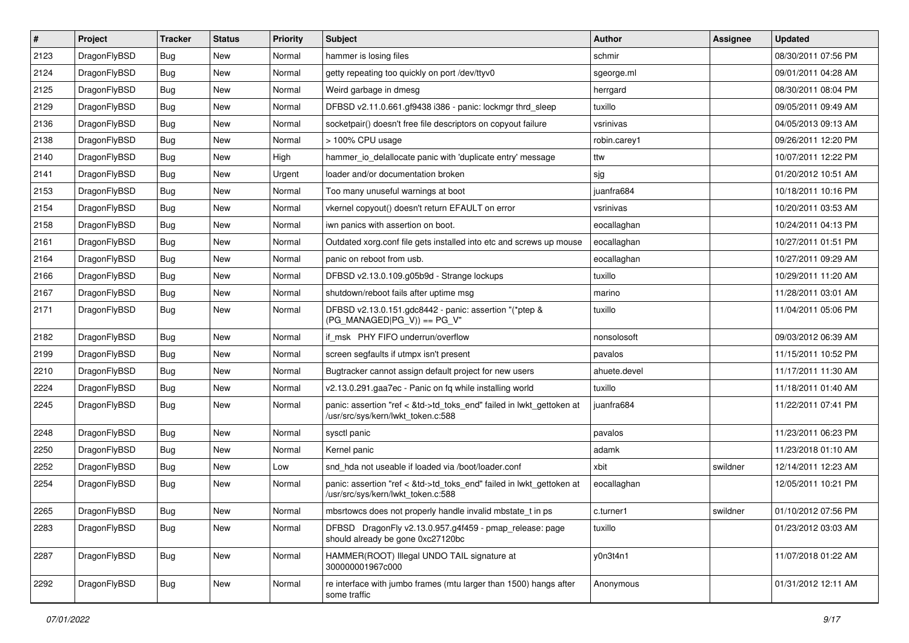| # | Project | Tracker | Status | Priority | Subject | Author | Assignee | Updated |
|---|---|---|---|---|---|---|---|---|
| 2123 | DragonFlyBSD | Bug | New | Normal | hammer is losing files | schmir | | 08/30/2011 07:56 PM |
| 2124 | DragonFlyBSD | Bug | New | Normal | getty repeating too quickly on port /dev/ttyv0 | sgeorge.ml | | 09/01/2011 04:28 AM |
| 2125 | DragonFlyBSD | Bug | New | Normal | Weird garbage in dmesg | herrgard | | 08/30/2011 08:04 PM |
| 2129 | DragonFlyBSD | Bug | New | Normal | DFBSD v2.11.0.661.gf9438 i386 - panic: lockmgr thrd_sleep | tuxillo | | 09/05/2011 09:49 AM |
| 2136 | DragonFlyBSD | Bug | New | Normal | socketpair() doesn't free file descriptors on copyout failure | vsrinivas | | 04/05/2013 09:13 AM |
| 2138 | DragonFlyBSD | Bug | New | Normal | > 100% CPU usage | robin.carey1 | | 09/26/2011 12:20 PM |
| 2140 | DragonFlyBSD | Bug | New | High | hammer_io_delallocate panic with 'duplicate entry' message | ttw | | 10/07/2011 12:22 PM |
| 2141 | DragonFlyBSD | Bug | New | Urgent | loader and/or documentation broken | sjg | | 01/20/2012 10:51 AM |
| 2153 | DragonFlyBSD | Bug | New | Normal | Too many unuseful warnings at boot | juanfra684 | | 10/18/2011 10:16 PM |
| 2154 | DragonFlyBSD | Bug | New | Normal | vkernel copyout() doesn't return EFAULT on error | vsrinivas | | 10/20/2011 03:53 AM |
| 2158 | DragonFlyBSD | Bug | New | Normal | iwn panics with assertion on boot. | eocallaghan | | 10/24/2011 04:13 PM |
| 2161 | DragonFlyBSD | Bug | New | Normal | Outdated xorg.conf file gets installed into etc and screws up mouse | eocallaghan | | 10/27/2011 01:51 PM |
| 2164 | DragonFlyBSD | Bug | New | Normal | panic on reboot from usb. | eocallaghan | | 10/27/2011 09:29 AM |
| 2166 | DragonFlyBSD | Bug | New | Normal | DFBSD v2.13.0.109.g05b9d - Strange lockups | tuxillo | | 10/29/2011 11:20 AM |
| 2167 | DragonFlyBSD | Bug | New | Normal | shutdown/reboot fails after uptime msg | marino | | 11/28/2011 03:01 AM |
| 2171 | DragonFlyBSD | Bug | New | Normal | DFBSD v2.13.0.151.gdc8442 - panic: assertion "(*ptep & (PG_MANAGED\|PG_V)) == PG_V" | tuxillo | | 11/04/2011 05:06 PM |
| 2182 | DragonFlyBSD | Bug | New | Normal | if_msk PHY FIFO underrun/overflow | nonsolosoft | | 09/03/2012 06:39 AM |
| 2199 | DragonFlyBSD | Bug | New | Normal | screen segfaults if utmpx isn't present | pavalos | | 11/15/2011 10:52 PM |
| 2210 | DragonFlyBSD | Bug | New | Normal | Bugtracker cannot assign default project for new users | ahuete.devel | | 11/17/2011 11:30 AM |
| 2224 | DragonFlyBSD | Bug | New | Normal | v2.13.0.291.gaa7ec - Panic on fq while installing world | tuxillo | | 11/18/2011 01:40 AM |
| 2245 | DragonFlyBSD | Bug | New | Normal | panic: assertion "ref < &td->td_toks_end" failed in lwkt_gettoken at /usr/src/sys/kern/lwkt_token.c:588 | juanfra684 | | 11/22/2011 07:41 PM |
| 2248 | DragonFlyBSD | Bug | New | Normal | sysctl panic | pavalos | | 11/23/2011 06:23 PM |
| 2250 | DragonFlyBSD | Bug | New | Normal | Kernel panic | adamk | | 11/23/2018 01:10 AM |
| 2252 | DragonFlyBSD | Bug | New | Low | snd_hda not useable if loaded via /boot/loader.conf | xbit | swildner | 12/14/2011 12:23 AM |
| 2254 | DragonFlyBSD | Bug | New | Normal | panic: assertion "ref < &td->td_toks_end" failed in lwkt_gettoken at /usr/src/sys/kern/lwkt_token.c:588 | eocallaghan | | 12/05/2011 10:21 PM |
| 2265 | DragonFlyBSD | Bug | New | Normal | mbsrtowcs does not properly handle invalid mbstate_t in ps | c.turner1 | swildner | 01/10/2012 07:56 PM |
| 2283 | DragonFlyBSD | Bug | New | Normal | DFBSD DragonFly v2.13.0.957.g4f459 - pmap_release: page should already be gone 0xc27120bc | tuxillo | | 01/23/2012 03:03 AM |
| 2287 | DragonFlyBSD | Bug | New | Normal | HAMMER(ROOT) Illegal UNDO TAIL signature at 300000001967c000 | y0n3t4n1 | | 11/07/2018 01:22 AM |
| 2292 | DragonFlyBSD | Bug | New | Normal | re interface with jumbo frames (mtu larger than 1500) hangs after some traffic | Anonymous | | 01/31/2012 12:11 AM |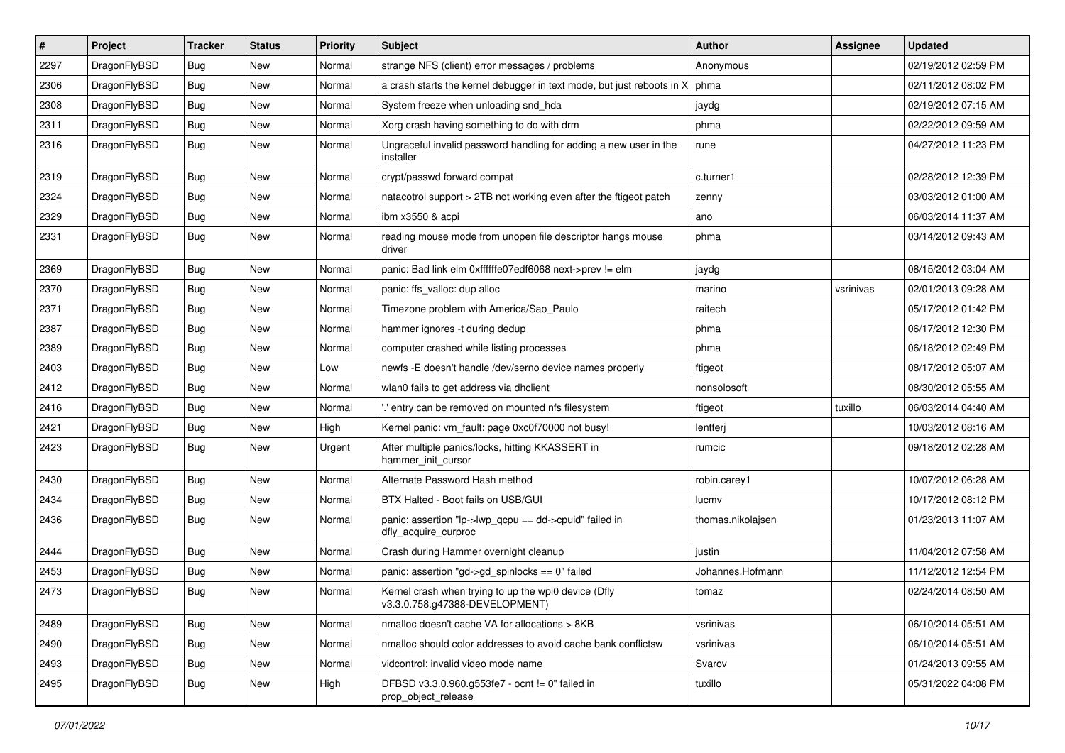| # | Project | Tracker | Status | Priority | Subject | Author | Assignee | Updated |
|---|---|---|---|---|---|---|---|---|
| 2297 | DragonFlyBSD | Bug | New | Normal | strange NFS (client) error messages / problems | Anonymous | | 02/19/2012 02:59 PM |
| 2306 | DragonFlyBSD | Bug | New | Normal | a crash starts the kernel debugger in text mode, but just reboots in X | phma | | 02/11/2012 08:02 PM |
| 2308 | DragonFlyBSD | Bug | New | Normal | System freeze when unloading snd_hda | jaydg | | 02/19/2012 07:15 AM |
| 2311 | DragonFlyBSD | Bug | New | Normal | Xorg crash having something to do with drm | phma | | 02/22/2012 09:59 AM |
| 2316 | DragonFlyBSD | Bug | New | Normal | Ungraceful invalid password handling for adding a new user in the installer | rune | | 04/27/2012 11:23 PM |
| 2319 | DragonFlyBSD | Bug | New | Normal | crypt/passwd forward compat | c.turner1 | | 02/28/2012 12:39 PM |
| 2324 | DragonFlyBSD | Bug | New | Normal | natacotrol support > 2TB not working even after the ftigeot patch | zenny | | 03/03/2012 01:00 AM |
| 2329 | DragonFlyBSD | Bug | New | Normal | ibm x3550 & acpi | ano | | 06/03/2014 11:37 AM |
| 2331 | DragonFlyBSD | Bug | New | Normal | reading mouse mode from unopen file descriptor hangs mouse driver | phma | | 03/14/2012 09:43 AM |
| 2369 | DragonFlyBSD | Bug | New | Normal | panic: Bad link elm 0xffffffe07edf6068 next->prev != elm | jaydg | | 08/15/2012 03:04 AM |
| 2370 | DragonFlyBSD | Bug | New | Normal | panic: ffs_valloc: dup alloc | marino | vsrinivas | 02/01/2013 09:28 AM |
| 2371 | DragonFlyBSD | Bug | New | Normal | Timezone problem with America/Sao_Paulo | raitech | | 05/17/2012 01:42 PM |
| 2387 | DragonFlyBSD | Bug | New | Normal | hammer ignores -t during dedup | phma | | 06/17/2012 12:30 PM |
| 2389 | DragonFlyBSD | Bug | New | Normal | computer crashed while listing processes | phma | | 06/18/2012 02:49 PM |
| 2403 | DragonFlyBSD | Bug | New | Low | newfs -E doesn't handle /dev/serno device names properly | ftigeot | | 08/17/2012 05:07 AM |
| 2412 | DragonFlyBSD | Bug | New | Normal | wlan0 fails to get address via dhclient | nonsolosoft | | 08/30/2012 05:55 AM |
| 2416 | DragonFlyBSD | Bug | New | Normal | '.' entry can be removed on mounted nfs filesystem | ftigeot | tuxillo | 06/03/2014 04:40 AM |
| 2421 | DragonFlyBSD | Bug | New | High | Kernel panic: vm_fault: page 0xc0f70000 not busy! | lentferj | | 10/03/2012 08:16 AM |
| 2423 | DragonFlyBSD | Bug | New | Urgent | After multiple panics/locks, hitting KKASSERT in hammer_init_cursor | rumcic | | 09/18/2012 02:28 AM |
| 2430 | DragonFlyBSD | Bug | New | Normal | Alternate Password Hash method | robin.carey1 | | 10/07/2012 06:28 AM |
| 2434 | DragonFlyBSD | Bug | New | Normal | BTX Halted - Boot fails on USB/GUI | lucmv | | 10/17/2012 08:12 PM |
| 2436 | DragonFlyBSD | Bug | New | Normal | panic: assertion "lp->lwp_qcpu == dd->cpuid" failed in dfly_acquire_curproc | thomas.nikolajsen | | 01/23/2013 11:07 AM |
| 2444 | DragonFlyBSD | Bug | New | Normal | Crash during Hammer overnight cleanup | justin | | 11/04/2012 07:58 AM |
| 2453 | DragonFlyBSD | Bug | New | Normal | panic: assertion "gd->gd_spinlocks == 0" failed | Johannes.Hofmann | | 11/12/2012 12:54 PM |
| 2473 | DragonFlyBSD | Bug | New | Normal | Kernel crash when trying to up the wpi0 device (Dfly v3.3.0.758.g47388-DEVELOPMENT) | tomaz | | 02/24/2014 08:50 AM |
| 2489 | DragonFlyBSD | Bug | New | Normal | nmalloc doesn't cache VA for allocations > 8KB | vsrinivas | | 06/10/2014 05:51 AM |
| 2490 | DragonFlyBSD | Bug | New | Normal | nmalloc should color addresses to avoid cache bank conflictsw | vsrinivas | | 06/10/2014 05:51 AM |
| 2493 | DragonFlyBSD | Bug | New | Normal | vidcontrol: invalid video mode name | Svarov | | 01/24/2013 09:55 AM |
| 2495 | DragonFlyBSD | Bug | New | High | DFBSD v3.3.0.960.g553fe7 - ocnt != 0" failed in prop_object_release | tuxillo | | 05/31/2022 04:08 PM |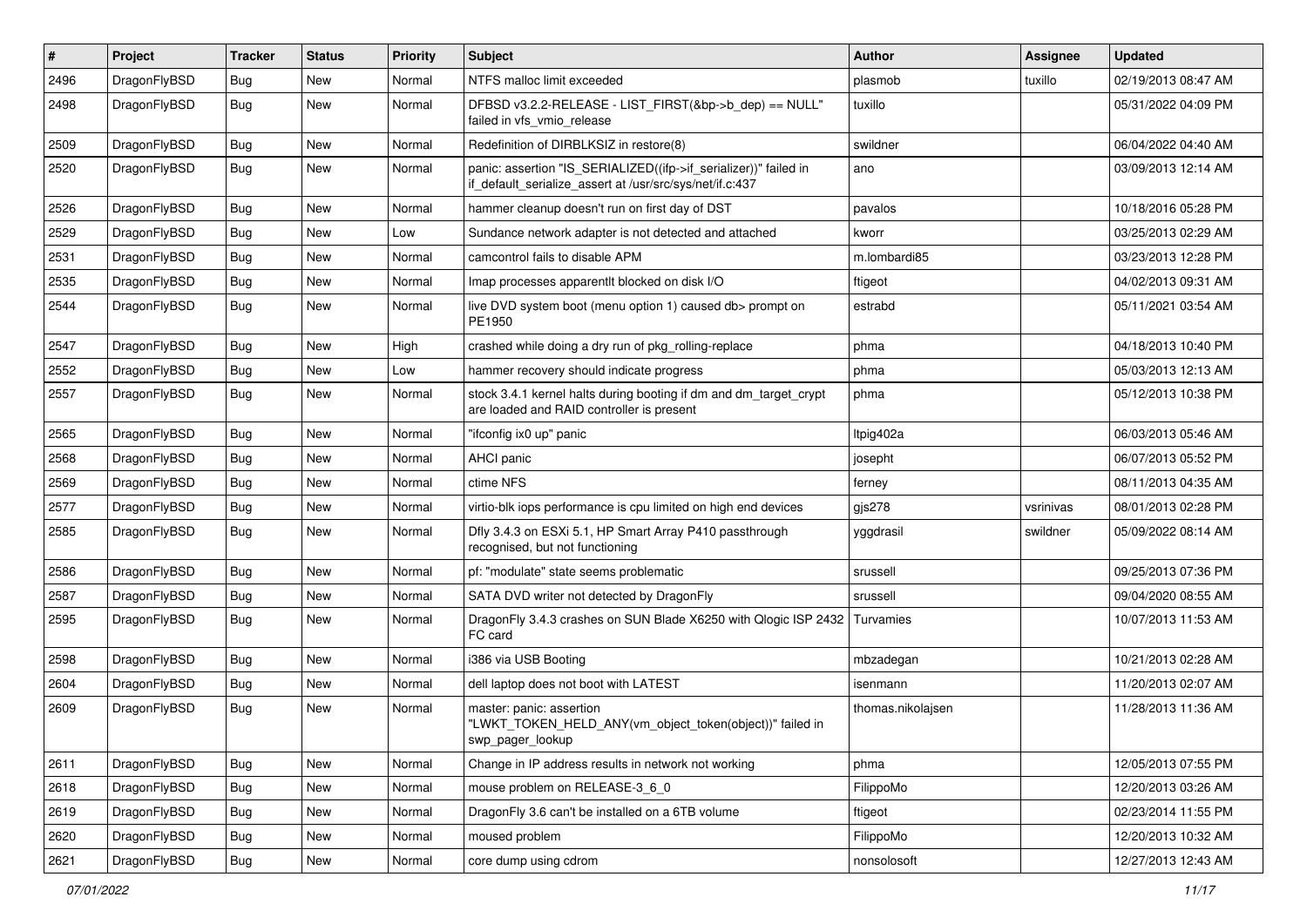| # | Project | Tracker | Status | Priority | Subject | Author | Assignee | Updated |
|---|---|---|---|---|---|---|---|---|
| 2496 | DragonFlyBSD | Bug | New | Normal | NTFS malloc limit exceeded | plasmob | tuxillo | 02/19/2013 08:47 AM |
| 2498 | DragonFlyBSD | Bug | New | Normal | DFBSD v3.2.2-RELEASE - LIST_FIRST(&bp->b_dep) == NULL" failed in vfs_vmio_release | tuxillo | | 05/31/2022 04:09 PM |
| 2509 | DragonFlyBSD | Bug | New | Normal | Redefinition of DIRBLKSIZ in restore(8) | swildner | | 06/04/2022 04:40 AM |
| 2520 | DragonFlyBSD | Bug | New | Normal | panic: assertion "IS_SERIALIZED((ifp->if_serializer))" failed in if_default_serialize_assert at /usr/src/sys/net/if.c:437 | ano | | 03/09/2013 12:14 AM |
| 2526 | DragonFlyBSD | Bug | New | Normal | hammer cleanup doesn't run on first day of DST | pavalos | | 10/18/2016 05:28 PM |
| 2529 | DragonFlyBSD | Bug | New | Low | Sundance network adapter is not detected and attached | kworr | | 03/25/2013 02:29 AM |
| 2531 | DragonFlyBSD | Bug | New | Normal | camcontrol fails to disable APM | m.lombardi85 | | 03/23/2013 12:28 PM |
| 2535 | DragonFlyBSD | Bug | New | Normal | Imap processes apparentlt blocked on disk I/O | ftigeot | | 04/02/2013 09:31 AM |
| 2544 | DragonFlyBSD | Bug | New | Normal | live DVD system boot (menu option 1) caused db> prompt on PE1950 | estrabd | | 05/11/2021 03:54 AM |
| 2547 | DragonFlyBSD | Bug | New | High | crashed while doing a dry run of pkg_rolling-replace | phma | | 04/18/2013 10:40 PM |
| 2552 | DragonFlyBSD | Bug | New | Low | hammer recovery should indicate progress | phma | | 05/03/2013 12:13 AM |
| 2557 | DragonFlyBSD | Bug | New | Normal | stock 3.4.1 kernel halts during booting if dm and dm_target_crypt are loaded and RAID controller is present | phma | | 05/12/2013 10:38 PM |
| 2565 | DragonFlyBSD | Bug | New | Normal | "ifconfig ix0 up" panic | ltpig402a | | 06/03/2013 05:46 AM |
| 2568 | DragonFlyBSD | Bug | New | Normal | AHCI panic | josepht | | 06/07/2013 05:52 PM |
| 2569 | DragonFlyBSD | Bug | New | Normal | ctime NFS | ferney | | 08/11/2013 04:35 AM |
| 2577 | DragonFlyBSD | Bug | New | Normal | virtio-blk iops performance is cpu limited on high end devices | gjs278 | vsrinivas | 08/01/2013 02:28 PM |
| 2585 | DragonFlyBSD | Bug | New | Normal | Dfly 3.4.3 on ESXi 5.1, HP Smart Array P410 passthrough recognised, but not functioning | yggdrasil | swildner | 05/09/2022 08:14 AM |
| 2586 | DragonFlyBSD | Bug | New | Normal | pf: "modulate" state seems problematic | srussell | | 09/25/2013 07:36 PM |
| 2587 | DragonFlyBSD | Bug | New | Normal | SATA DVD writer not detected by DragonFly | srussell | | 09/04/2020 08:55 AM |
| 2595 | DragonFlyBSD | Bug | New | Normal | DragonFly 3.4.3 crashes on SUN Blade X6250 with Qlogic ISP 2432 FC card | Turvamies | | 10/07/2013 11:53 AM |
| 2598 | DragonFlyBSD | Bug | New | Normal | i386 via USB Booting | mbzadegan | | 10/21/2013 02:28 AM |
| 2604 | DragonFlyBSD | Bug | New | Normal | dell laptop does not boot with LATEST | isenmann | | 11/20/2013 02:07 AM |
| 2609 | DragonFlyBSD | Bug | New | Normal | master: panic: assertion "LWKT_TOKEN_HELD_ANY(vm_object_token(object))" failed in swp_pager_lookup | thomas.nikolajsen | | 11/28/2013 11:36 AM |
| 2611 | DragonFlyBSD | Bug | New | Normal | Change in IP address results in network not working | phma | | 12/05/2013 07:55 PM |
| 2618 | DragonFlyBSD | Bug | New | Normal | mouse problem on RELEASE-3_6_0 | FilippoMo | | 12/20/2013 03:26 AM |
| 2619 | DragonFlyBSD | Bug | New | Normal | DragonFly 3.6 can't be installed on a 6TB volume | ftigeot | | 02/23/2014 11:55 PM |
| 2620 | DragonFlyBSD | Bug | New | Normal | moused problem | FilippoMo | | 12/20/2013 10:32 AM |
| 2621 | DragonFlyBSD | Bug | New | Normal | core dump using cdrom | nonsolosoft | | 12/27/2013 12:43 AM |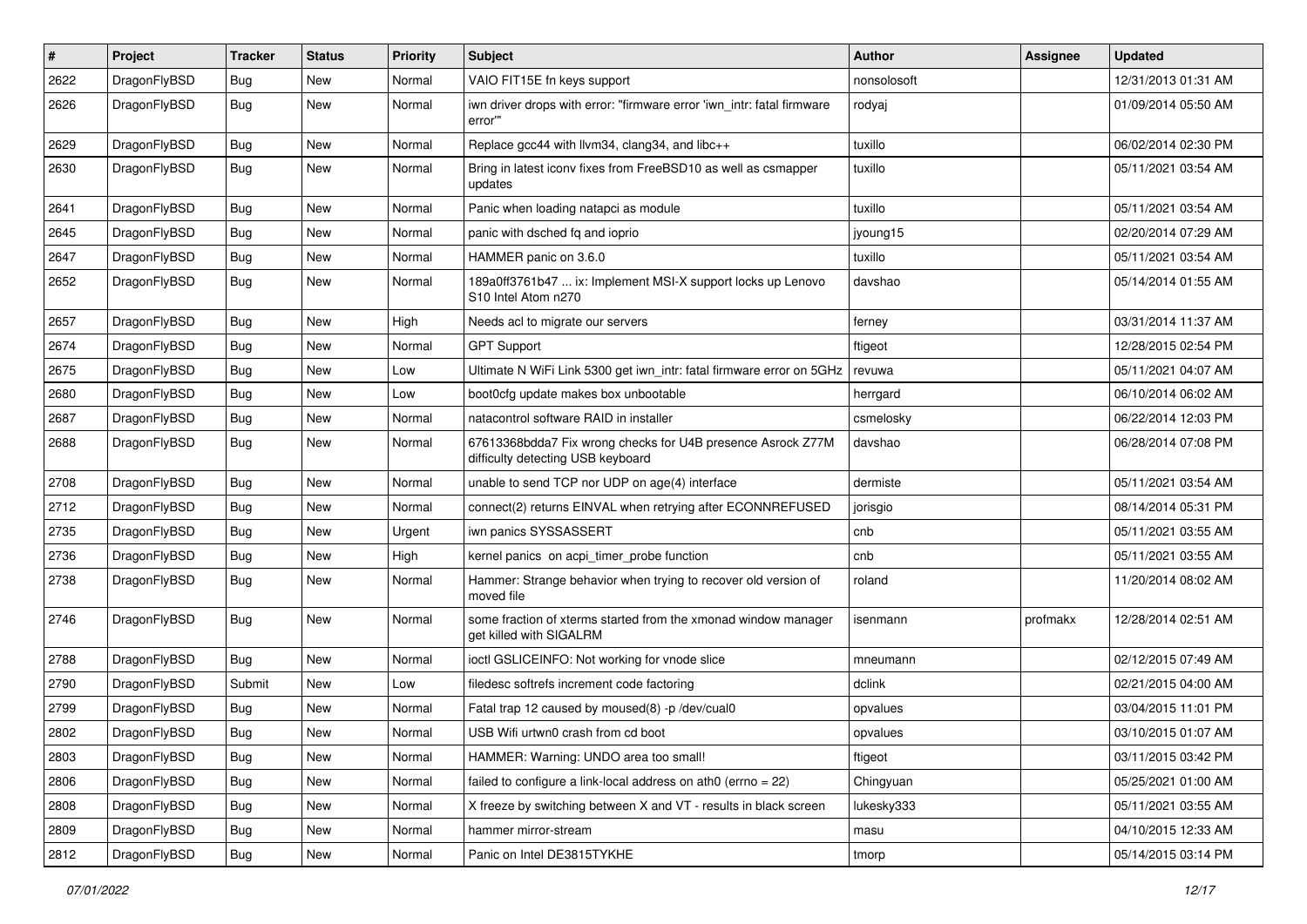| # | Project | Tracker | Status | Priority | Subject | Author | Assignee | Updated |
|---|---|---|---|---|---|---|---|---|
| 2622 | DragonFlyBSD | Bug | New | Normal | VAIO FIT15E fn keys support | nonsolosoft | | 12/31/2013 01:31 AM |
| 2626 | DragonFlyBSD | Bug | New | Normal | iwn driver drops with error: "firmware error 'iwn_intr: fatal firmware error'" | rodyaj | | 01/09/2014 05:50 AM |
| 2629 | DragonFlyBSD | Bug | New | Normal | Replace gcc44 with llvm34, clang34, and libc++ | tuxillo | | 06/02/2014 02:30 PM |
| 2630 | DragonFlyBSD | Bug | New | Normal | Bring in latest iconv fixes from FreeBSD10 as well as csmapper updates | tuxillo | | 05/11/2021 03:54 AM |
| 2641 | DragonFlyBSD | Bug | New | Normal | Panic when loading natapci as module | tuxillo | | 05/11/2021 03:54 AM |
| 2645 | DragonFlyBSD | Bug | New | Normal | panic with dsched fq and ioprio | jyoung15 | | 02/20/2014 07:29 AM |
| 2647 | DragonFlyBSD | Bug | New | Normal | HAMMER panic on 3.6.0 | tuxillo | | 05/11/2021 03:54 AM |
| 2652 | DragonFlyBSD | Bug | New | Normal | 189a0ff3761b47 ... ix: Implement MSI-X support locks up Lenovo S10 Intel Atom n270 | davshao | | 05/14/2014 01:55 AM |
| 2657 | DragonFlyBSD | Bug | New | High | Needs acl to migrate our servers | ferney | | 03/31/2014 11:37 AM |
| 2674 | DragonFlyBSD | Bug | New | Normal | GPT Support | ftigeot | | 12/28/2015 02:54 PM |
| 2675 | DragonFlyBSD | Bug | New | Low | Ultimate N WiFi Link 5300 get iwn_intr: fatal firmware error on 5GHz | revuwa | | 05/11/2021 04:07 AM |
| 2680 | DragonFlyBSD | Bug | New | Low | boot0cfg update makes box unbootable | herrgard | | 06/10/2014 06:02 AM |
| 2687 | DragonFlyBSD | Bug | New | Normal | natacontrol software RAID in installer | csmelosky | | 06/22/2014 12:03 PM |
| 2688 | DragonFlyBSD | Bug | New | Normal | 67613368bdda7 Fix wrong checks for U4B presence Asrock Z77M difficulty detecting USB keyboard | davshao | | 06/28/2014 07:08 PM |
| 2708 | DragonFlyBSD | Bug | New | Normal | unable to send TCP nor UDP on age(4) interface | dermiste | | 05/11/2021 03:54 AM |
| 2712 | DragonFlyBSD | Bug | New | Normal | connect(2) returns EINVAL when retrying after ECONNREFUSED | jorisgio | | 08/14/2014 05:31 PM |
| 2735 | DragonFlyBSD | Bug | New | Urgent | iwn panics SYSSASSERT | cnb | | 05/11/2021 03:55 AM |
| 2736 | DragonFlyBSD | Bug | New | High | kernel panics on acpi_timer_probe function | cnb | | 05/11/2021 03:55 AM |
| 2738 | DragonFlyBSD | Bug | New | Normal | Hammer: Strange behavior when trying to recover old version of moved file | roland | | 11/20/2014 08:02 AM |
| 2746 | DragonFlyBSD | Bug | New | Normal | some fraction of xterms started from the xmonad window manager get killed with SIGALRM | isenmann | profmakx | 12/28/2014 02:51 AM |
| 2788 | DragonFlyBSD | Bug | New | Normal | ioctl GSLICEINFO: Not working for vnode slice | mneumann | | 02/12/2015 07:49 AM |
| 2790 | DragonFlyBSD | Submit | New | Low | filedesc softrefs increment code factoring | dclink | | 02/21/2015 04:00 AM |
| 2799 | DragonFlyBSD | Bug | New | Normal | Fatal trap 12 caused by moused(8) -p /dev/cual0 | opvalues | | 03/04/2015 11:01 PM |
| 2802 | DragonFlyBSD | Bug | New | Normal | USB Wifi urtwn0 crash from cd boot | opvalues | | 03/10/2015 01:07 AM |
| 2803 | DragonFlyBSD | Bug | New | Normal | HAMMER: Warning: UNDO area too small! | ftigeot | | 03/11/2015 03:42 PM |
| 2806 | DragonFlyBSD | Bug | New | Normal | failed to configure a link-local address on ath0 (errno = 22) | Chingyuan | | 05/25/2021 01:00 AM |
| 2808 | DragonFlyBSD | Bug | New | Normal | X freeze by switching between X and VT - results in black screen | lukesky333 | | 05/11/2021 03:55 AM |
| 2809 | DragonFlyBSD | Bug | New | Normal | hammer mirror-stream | masu | | 04/10/2015 12:33 AM |
| 2812 | DragonFlyBSD | Bug | New | Normal | Panic on Intel DE3815TYKHE | tmorp | | 05/14/2015 03:14 PM |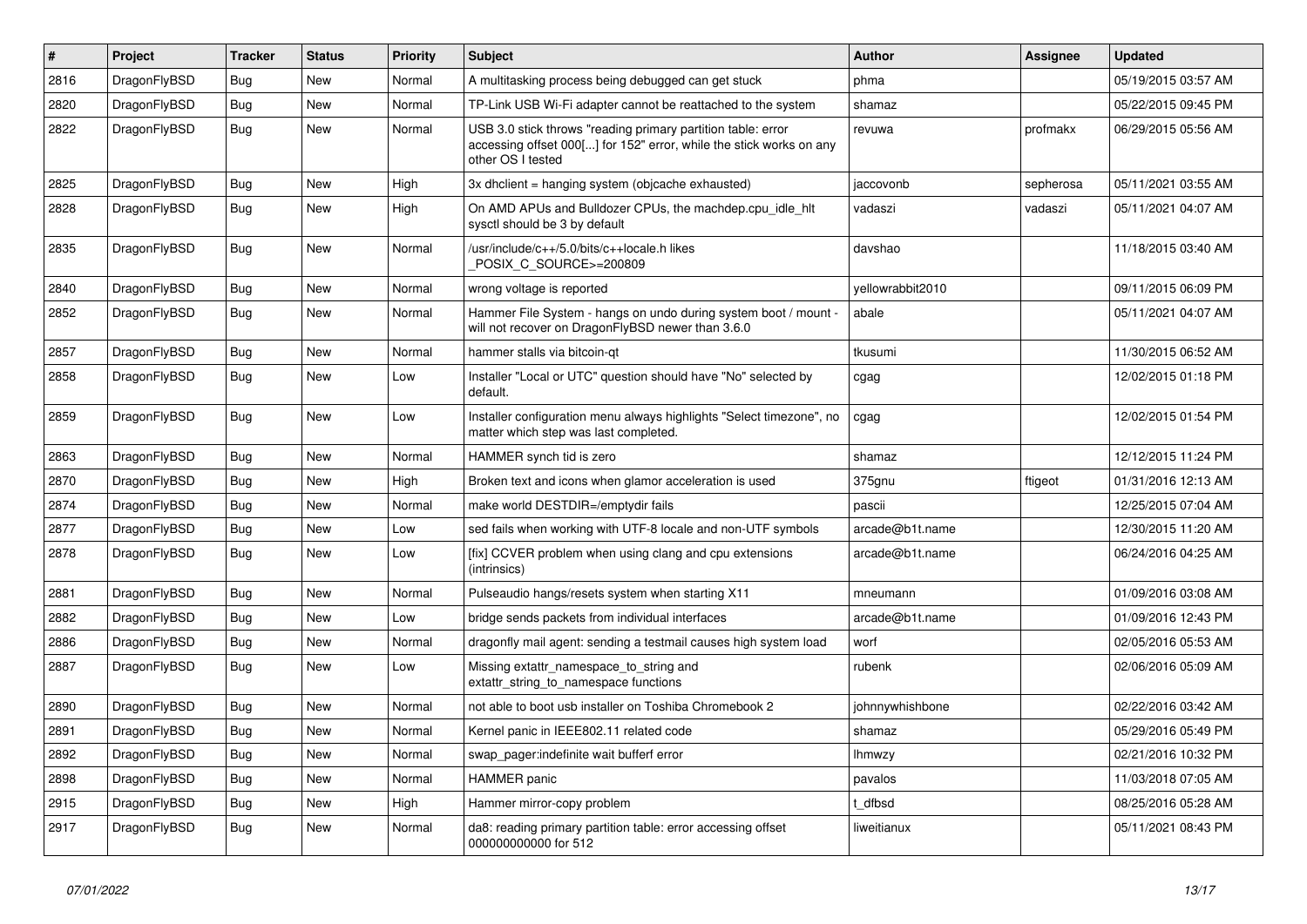| # | Project | Tracker | Status | Priority | Subject | Author | Assignee | Updated |
|---|---|---|---|---|---|---|---|---|
| 2816 | DragonFlyBSD | Bug | New | Normal | A multitasking process being debugged can get stuck | phma | | 05/19/2015 03:57 AM |
| 2820 | DragonFlyBSD | Bug | New | Normal | TP-Link USB Wi-Fi adapter cannot be reattached to the system | shamaz | | 05/22/2015 09:45 PM |
| 2822 | DragonFlyBSD | Bug | New | Normal | USB 3.0 stick throws "reading primary partition table: error accessing offset 000[...] for 152" error, while the stick works on any other OS I tested | revuwa | profmakx | 06/29/2015 05:56 AM |
| 2825 | DragonFlyBSD | Bug | New | High | 3x dhclient = hanging system (objcache exhausted) | jaccovonb | sepherosa | 05/11/2021 03:55 AM |
| 2828 | DragonFlyBSD | Bug | New | High | On AMD APUs and Bulldozer CPUs, the machdep.cpu_idle_hlt sysctl should be 3 by default | vadaszi | vadaszi | 05/11/2021 04:07 AM |
| 2835 | DragonFlyBSD | Bug | New | Normal | /usr/include/c++/5.0/bits/c++locale.h likes _POSIX_C_SOURCE>=200809 | davshao | | 11/18/2015 03:40 AM |
| 2840 | DragonFlyBSD | Bug | New | Normal | wrong voltage is reported | yellowrabbit2010 | | 09/11/2015 06:09 PM |
| 2852 | DragonFlyBSD | Bug | New | Normal | Hammer File System - hangs on undo during system boot / mount - will not recover on DragonFlyBSD newer than 3.6.0 | abale | | 05/11/2021 04:07 AM |
| 2857 | DragonFlyBSD | Bug | New | Normal | hammer stalls via bitcoin-qt | tkusumi | | 11/30/2015 06:52 AM |
| 2858 | DragonFlyBSD | Bug | New | Low | Installer "Local or UTC" question should have "No" selected by default. | cgag | | 12/02/2015 01:18 PM |
| 2859 | DragonFlyBSD | Bug | New | Low | Installer configuration menu always highlights "Select timezone", no matter which step was last completed. | cgag | | 12/02/2015 01:54 PM |
| 2863 | DragonFlyBSD | Bug | New | Normal | HAMMER synch tid is zero | shamaz | | 12/12/2015 11:24 PM |
| 2870 | DragonFlyBSD | Bug | New | High | Broken text and icons when glamor acceleration is used | 375gnu | ftigeot | 01/31/2016 12:13 AM |
| 2874 | DragonFlyBSD | Bug | New | Normal | make world DESTDIR=/emptydir fails | pascii | | 12/25/2015 07:04 AM |
| 2877 | DragonFlyBSD | Bug | New | Low | sed fails when working with UTF-8 locale and non-UTF symbols | arcade@b1t.name | | 12/30/2015 11:20 AM |
| 2878 | DragonFlyBSD | Bug | New | Low | [fix] CCVER problem when using clang and cpu extensions (intrinsics) | arcade@b1t.name | | 06/24/2016 04:25 AM |
| 2881 | DragonFlyBSD | Bug | New | Normal | Pulseaudio hangs/resets system when starting X11 | mneumann | | 01/09/2016 03:08 AM |
| 2882 | DragonFlyBSD | Bug | New | Low | bridge sends packets from individual interfaces | arcade@b1t.name | | 01/09/2016 12:43 PM |
| 2886 | DragonFlyBSD | Bug | New | Normal | dragonfly mail agent: sending a testmail causes high system load | worf | | 02/05/2016 05:53 AM |
| 2887 | DragonFlyBSD | Bug | New | Low | Missing extattr_namespace_to_string and extattr_string_to_namespace functions | rubenk | | 02/06/2016 05:09 AM |
| 2890 | DragonFlyBSD | Bug | New | Normal | not able to boot usb installer on Toshiba Chromebook 2 | johnnywhishbone | | 02/22/2016 03:42 AM |
| 2891 | DragonFlyBSD | Bug | New | Normal | Kernel panic in IEEE802.11 related code | shamaz | | 05/29/2016 05:49 PM |
| 2892 | DragonFlyBSD | Bug | New | Normal | swap_pager:indefinite wait bufferf error | lhmwzy | | 02/21/2016 10:32 PM |
| 2898 | DragonFlyBSD | Bug | New | Normal | HAMMER panic | pavalos | | 11/03/2018 07:05 AM |
| 2915 | DragonFlyBSD | Bug | New | High | Hammer mirror-copy problem | t_dfbsd | | 08/25/2016 05:28 AM |
| 2917 | DragonFlyBSD | Bug | New | Normal | da8: reading primary partition table: error accessing offset 000000000000 for 512 | liweitianux | | 05/11/2021 08:43 PM |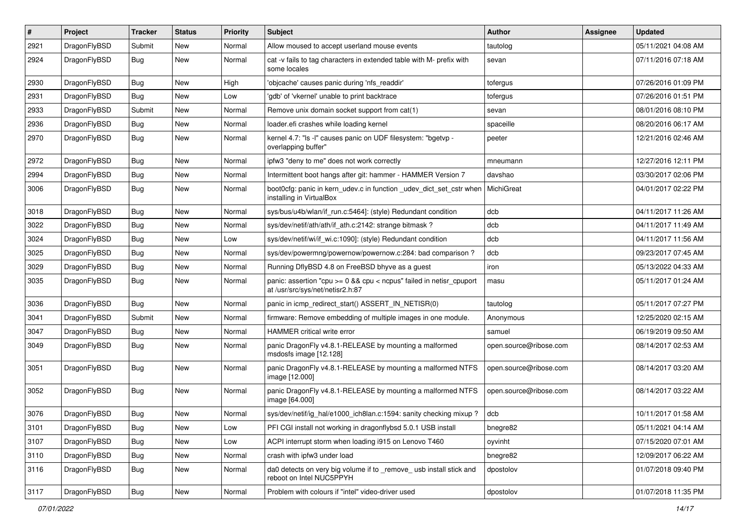| # | Project | Tracker | Status | Priority | Subject | Author | Assignee | Updated |
|---|---|---|---|---|---|---|---|---|
| 2921 | DragonFlyBSD | Submit | New | Normal | Allow moused to accept userland mouse events | tautolog | | 05/11/2021 04:08 AM |
| 2924 | DragonFlyBSD | Bug | New | Normal | cat -v fails to tag characters in extended table with M- prefix with some locales | sevan | | 07/11/2016 07:18 AM |
| 2930 | DragonFlyBSD | Bug | New | High | 'objcache' causes panic during 'nfs_readdir' | tofergus | | 07/26/2016 01:09 PM |
| 2931 | DragonFlyBSD | Bug | New | Low | 'gdb' of 'vkernel' unable to print backtrace | tofergus | | 07/26/2016 01:51 PM |
| 2933 | DragonFlyBSD | Submit | New | Normal | Remove unix domain socket support from cat(1) | sevan | | 08/01/2016 08:10 PM |
| 2936 | DragonFlyBSD | Bug | New | Normal | loader.efi crashes while loading kernel | spaceille | | 08/20/2016 06:17 AM |
| 2970 | DragonFlyBSD | Bug | New | Normal | kernel 4.7: "ls -l" causes panic on UDF filesystem: "bgetvp - overlapping buffer" | peeter | | 12/21/2016 02:46 AM |
| 2972 | DragonFlyBSD | Bug | New | Normal | ipfw3 "deny to me" does not work correctly | mneumann | | 12/27/2016 12:11 PM |
| 2994 | DragonFlyBSD | Bug | New | Normal | Intermittent boot hangs after git: hammer - HAMMER Version 7 | davshao | | 03/30/2017 02:06 PM |
| 3006 | DragonFlyBSD | Bug | New | Normal | boot0cfg: panic in kern_udev.c in function _udev_dict_set_cstr when installing in VirtualBox | MichiGreat | | 04/01/2017 02:22 PM |
| 3018 | DragonFlyBSD | Bug | New | Normal | sys/bus/u4b/wlan/if_run.c:5464]: (style) Redundant condition | dcb | | 04/11/2017 11:26 AM |
| 3022 | DragonFlyBSD | Bug | New | Normal | sys/dev/netif/ath/ath/if_ath.c:2142: strange bitmask ? | dcb | | 04/11/2017 11:49 AM |
| 3024 | DragonFlyBSD | Bug | New | Low | sys/dev/netif/wi/if_wi.c:1090]: (style) Redundant condition | dcb | | 04/11/2017 11:56 AM |
| 3025 | DragonFlyBSD | Bug | New | Normal | sys/dev/powermng/powernow/powernow.c:284: bad comparison ? | dcb | | 09/23/2017 07:45 AM |
| 3029 | DragonFlyBSD | Bug | New | Normal | Running DflyBSD 4.8 on FreeBSD bhyve as a guest | iron | | 05/13/2022 04:33 AM |
| 3035 | DragonFlyBSD | Bug | New | Normal | panic: assertion "cpu >= 0 && cpu < ncpus" failed in netisr_cpuport at /usr/src/sys/net/netisr2.h:87 | masu | | 05/11/2017 01:24 AM |
| 3036 | DragonFlyBSD | Bug | New | Normal | panic in icmp_redirect_start() ASSERT_IN_NETISR(0) | tautolog | | 05/11/2017 07:27 PM |
| 3041 | DragonFlyBSD | Submit | New | Normal | firmware: Remove embedding of multiple images in one module. | Anonymous | | 12/25/2020 02:15 AM |
| 3047 | DragonFlyBSD | Bug | New | Normal | HAMMER critical write error | samuel | | 06/19/2019 09:50 AM |
| 3049 | DragonFlyBSD | Bug | New | Normal | panic DragonFly v4.8.1-RELEASE by mounting a malformed msdosfs image [12.128] | open.source@ribose.com | | 08/14/2017 02:53 AM |
| 3051 | DragonFlyBSD | Bug | New | Normal | panic DragonFly v4.8.1-RELEASE by mounting a malformed NTFS image [12.000] | open.source@ribose.com | | 08/14/2017 03:20 AM |
| 3052 | DragonFlyBSD | Bug | New | Normal | panic DragonFly v4.8.1-RELEASE by mounting a malformed NTFS image [64.000] | open.source@ribose.com | | 08/14/2017 03:22 AM |
| 3076 | DragonFlyBSD | Bug | New | Normal | sys/dev/netif/ig_hal/e1000_ich8lan.c:1594: sanity checking mixup ? | dcb | | 10/11/2017 01:58 AM |
| 3101 | DragonFlyBSD | Bug | New | Low | PFI CGI install not working in dragonflybsd 5.0.1 USB install | bnegre82 | | 05/11/2021 04:14 AM |
| 3107 | DragonFlyBSD | Bug | New | Low | ACPI interrupt storm when loading i915 on Lenovo T460 | oyvinht | | 07/15/2020 07:01 AM |
| 3110 | DragonFlyBSD | Bug | New | Normal | crash with ipfw3 under load | bnegre82 | | 12/09/2017 06:22 AM |
| 3116 | DragonFlyBSD | Bug | New | Normal | da0 detects on very big volume if to _remove_ usb install stick and reboot on Intel NUC5PPYH | dpostolov | | 01/07/2018 09:40 PM |
| 3117 | DragonFlyBSD | Bug | New | Normal | Problem with colours if "intel" video-driver used | dpostolov | | 01/07/2018 11:35 PM |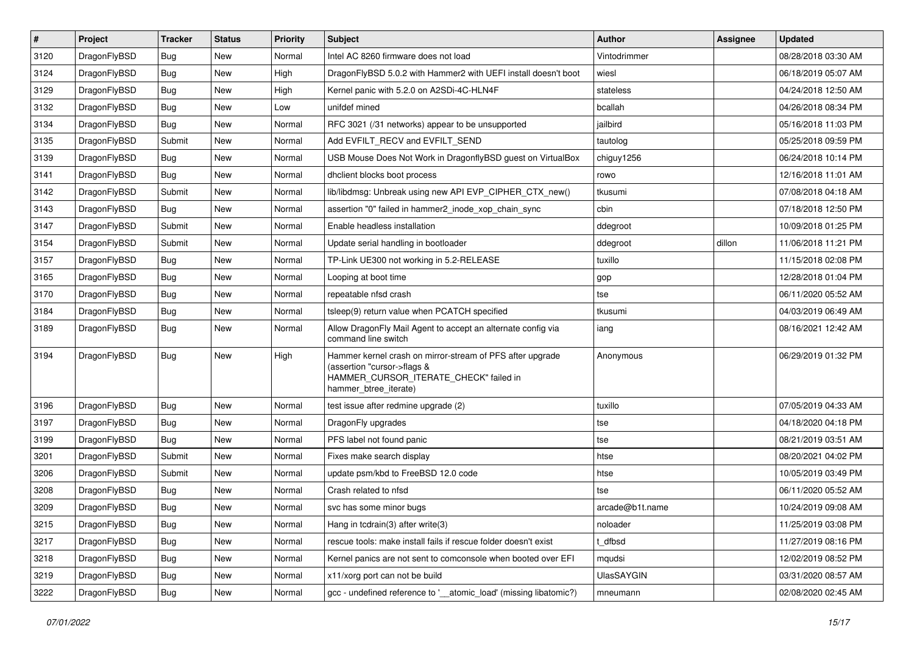| # | Project | Tracker | Status | Priority | Subject | Author | Assignee | Updated |
|---|---|---|---|---|---|---|---|---|
| 3120 | DragonFlyBSD | Bug | New | Normal | Intel AC 8260 firmware does not load | Vintodrimmer | | 08/28/2018 03:30 AM |
| 3124 | DragonFlyBSD | Bug | New | High | DragonFlyBSD 5.0.2 with Hammer2 with UEFI install doesn't boot | wiesl | | 06/18/2019 05:07 AM |
| 3129 | DragonFlyBSD | Bug | New | High | Kernel panic with 5.2.0 on A2SDi-4C-HLN4F | stateless | | 04/24/2018 12:50 AM |
| 3132 | DragonFlyBSD | Bug | New | Low | unifdef mined | bcallah | | 04/26/2018 08:34 PM |
| 3134 | DragonFlyBSD | Bug | New | Normal | RFC 3021 (/31 networks) appear to be unsupported | jailbird | | 05/16/2018 11:03 PM |
| 3135 | DragonFlyBSD | Submit | New | Normal | Add EVFILT_RECV and EVFILT_SEND | tautolog | | 05/25/2018 09:59 PM |
| 3139 | DragonFlyBSD | Bug | New | Normal | USB Mouse Does Not Work in DragonflyBSD guest on VirtualBox | chiguy1256 | | 06/24/2018 10:14 PM |
| 3141 | DragonFlyBSD | Bug | New | Normal | dhclient blocks boot process | rowo | | 12/16/2018 11:01 AM |
| 3142 | DragonFlyBSD | Submit | New | Normal | lib/libdmsg: Unbreak using new API EVP_CIPHER_CTX_new() | tkusumi | | 07/08/2018 04:18 AM |
| 3143 | DragonFlyBSD | Bug | New | Normal | assertion "0" failed in hammer2_inode_xop_chain_sync | cbin | | 07/18/2018 12:50 PM |
| 3147 | DragonFlyBSD | Submit | New | Normal | Enable headless installation | ddegroot | | 10/09/2018 01:25 PM |
| 3154 | DragonFlyBSD | Submit | New | Normal | Update serial handling in bootloader | ddegroot | dillon | 11/06/2018 11:21 PM |
| 3157 | DragonFlyBSD | Bug | New | Normal | TP-Link UE300 not working in 5.2-RELEASE | tuxillo | | 11/15/2018 02:08 PM |
| 3165 | DragonFlyBSD | Bug | New | Normal | Looping at boot time | gop | | 12/28/2018 01:04 PM |
| 3170 | DragonFlyBSD | Bug | New | Normal | repeatable nfsd crash | tse | | 06/11/2020 05:52 AM |
| 3184 | DragonFlyBSD | Bug | New | Normal | tsleep(9) return value when PCATCH specified | tkusumi | | 04/03/2019 06:49 AM |
| 3189 | DragonFlyBSD | Bug | New | Normal | Allow DragonFly Mail Agent to accept an alternate config via command line switch | iang | | 08/16/2021 12:42 AM |
| 3194 | DragonFlyBSD | Bug | New | High | Hammer kernel crash on mirror-stream of PFS after upgrade (assertion "cursor->flags & HAMMER_CURSOR_ITERATE_CHECK" failed in hammer_btree_iterate) | Anonymous | | 06/29/2019 01:32 PM |
| 3196 | DragonFlyBSD | Bug | New | Normal | test issue after redmine upgrade (2) | tuxillo | | 07/05/2019 04:33 AM |
| 3197 | DragonFlyBSD | Bug | New | Normal | DragonFly upgrades | tse | | 04/18/2020 04:18 PM |
| 3199 | DragonFlyBSD | Bug | New | Normal | PFS label not found panic | tse | | 08/21/2019 03:51 AM |
| 3201 | DragonFlyBSD | Submit | New | Normal | Fixes make search display | htse | | 08/20/2021 04:02 PM |
| 3206 | DragonFlyBSD | Submit | New | Normal | update psm/kbd to FreeBSD 12.0 code | htse | | 10/05/2019 03:49 PM |
| 3208 | DragonFlyBSD | Bug | New | Normal | Crash related to nfsd | tse | | 06/11/2020 05:52 AM |
| 3209 | DragonFlyBSD | Bug | New | Normal | svc has some minor bugs | arcade@b1t.name | | 10/24/2019 09:08 AM |
| 3215 | DragonFlyBSD | Bug | New | Normal | Hang in tcdrain(3) after write(3) | noloader | | 11/25/2019 03:08 PM |
| 3217 | DragonFlyBSD | Bug | New | Normal | rescue tools: make install fails if rescue folder doesn't exist | t_dfbsd | | 11/27/2019 08:16 PM |
| 3218 | DragonFlyBSD | Bug | New | Normal | Kernel panics are not sent to comconsole when booted over EFI | mqudsi | | 12/02/2019 08:52 PM |
| 3219 | DragonFlyBSD | Bug | New | Normal | x11/xorg port can not be build | UlasSAYGIN | | 03/31/2020 08:57 AM |
| 3222 | DragonFlyBSD | Bug | New | Normal | gcc - undefined reference to '__atomic_load' (missing libatomic?) | mneumann | | 02/08/2020 02:45 AM |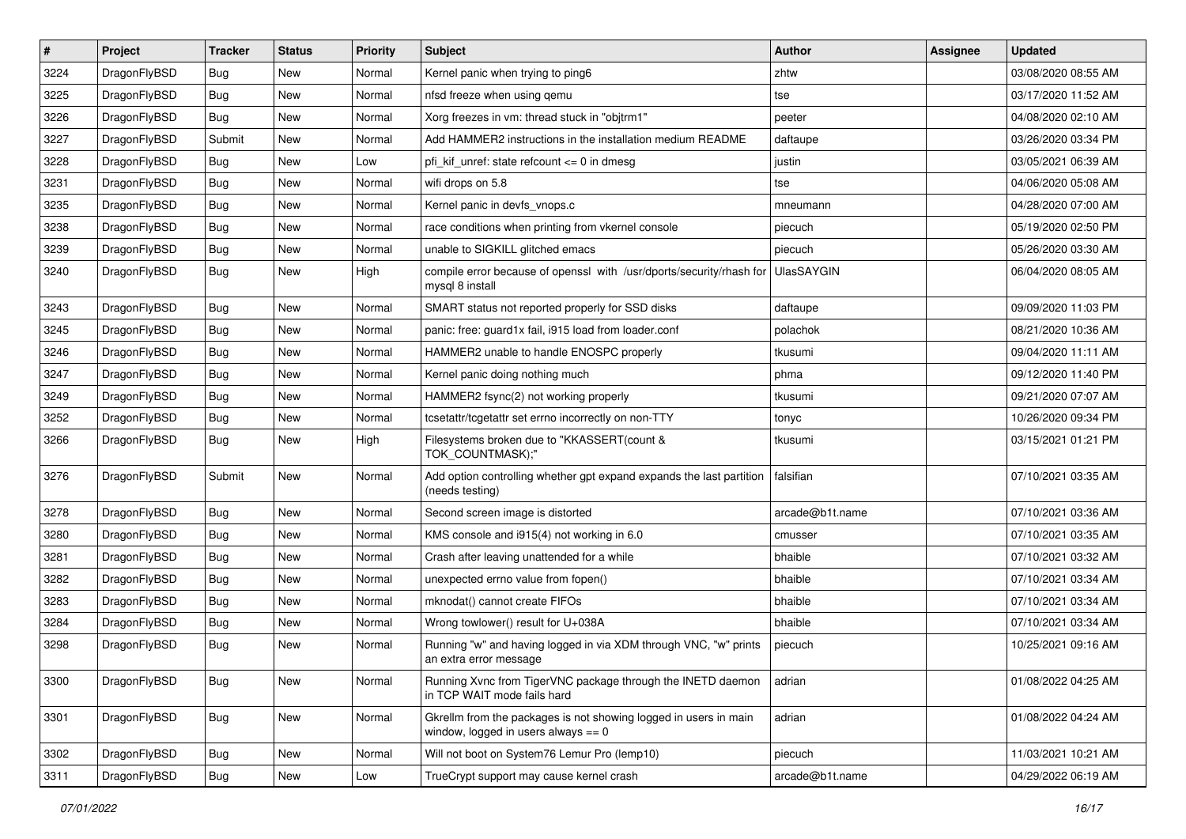| # | Project | Tracker | Status | Priority | Subject | Author | Assignee | Updated |
|---|---|---|---|---|---|---|---|---|
| 3224 | DragonFlyBSD | Bug | New | Normal | Kernel panic when trying to ping6 | zhtw | | 03/08/2020 08:55 AM |
| 3225 | DragonFlyBSD | Bug | New | Normal | nfsd freeze when using qemu | tse | | 03/17/2020 11:52 AM |
| 3226 | DragonFlyBSD | Bug | New | Normal | Xorg freezes in vm: thread stuck in "objtrm1" | peeter | | 04/08/2020 02:10 AM |
| 3227 | DragonFlyBSD | Submit | New | Normal | Add HAMMER2 instructions in the installation medium README | daftaupe | | 03/26/2020 03:34 PM |
| 3228 | DragonFlyBSD | Bug | New | Low | pfi_kif_unref: state refcount <= 0 in dmesg | justin | | 03/05/2021 06:39 AM |
| 3231 | DragonFlyBSD | Bug | New | Normal | wifi drops on 5.8 | tse | | 04/06/2020 05:08 AM |
| 3235 | DragonFlyBSD | Bug | New | Normal | Kernel panic in devfs_vnops.c | mneumann | | 04/28/2020 07:00 AM |
| 3238 | DragonFlyBSD | Bug | New | Normal | race conditions when printing from vkernel console | piecuch | | 05/19/2020 02:50 PM |
| 3239 | DragonFlyBSD | Bug | New | Normal | unable to SIGKILL glitched emacs | piecuch | | 05/26/2020 03:30 AM |
| 3240 | DragonFlyBSD | Bug | New | High | compile error because of openssl with /usr/dports/security/rhash for mysql 8 install | UlasSAYGIN | | 06/04/2020 08:05 AM |
| 3243 | DragonFlyBSD | Bug | New | Normal | SMART status not reported properly for SSD disks | daftaupe | | 09/09/2020 11:03 PM |
| 3245 | DragonFlyBSD | Bug | New | Normal | panic: free: guard1x fail, i915 load from loader.conf | polachok | | 08/21/2020 10:36 AM |
| 3246 | DragonFlyBSD | Bug | New | Normal | HAMMER2 unable to handle ENOSPC properly | tkusumi | | 09/04/2020 11:11 AM |
| 3247 | DragonFlyBSD | Bug | New | Normal | Kernel panic doing nothing much | phma | | 09/12/2020 11:40 PM |
| 3249 | DragonFlyBSD | Bug | New | Normal | HAMMER2 fsync(2) not working properly | tkusumi | | 09/21/2020 07:07 AM |
| 3252 | DragonFlyBSD | Bug | New | Normal | tcsetattr/tcgetattr set errno incorrectly on non-TTY | tonyc | | 10/26/2020 09:34 PM |
| 3266 | DragonFlyBSD | Bug | New | High | Filesystems broken due to "KKASSERT(count & TOK_COUNTMASK);" | tkusumi | | 03/15/2021 01:21 PM |
| 3276 | DragonFlyBSD | Submit | New | Normal | Add option controlling whether gpt expand expands the last partition (needs testing) | falsifian | | 07/10/2021 03:35 AM |
| 3278 | DragonFlyBSD | Bug | New | Normal | Second screen image is distorted | arcade@b1t.name | | 07/10/2021 03:36 AM |
| 3280 | DragonFlyBSD | Bug | New | Normal | KMS console and i915(4) not working in 6.0 | cmusser | | 07/10/2021 03:35 AM |
| 3281 | DragonFlyBSD | Bug | New | Normal | Crash after leaving unattended for a while | bhaible | | 07/10/2021 03:32 AM |
| 3282 | DragonFlyBSD | Bug | New | Normal | unexpected errno value from fopen() | bhaible | | 07/10/2021 03:34 AM |
| 3283 | DragonFlyBSD | Bug | New | Normal | mknodat() cannot create FIFOs | bhaible | | 07/10/2021 03:34 AM |
| 3284 | DragonFlyBSD | Bug | New | Normal | Wrong towlower() result for U+038A | bhaible | | 07/10/2021 03:34 AM |
| 3298 | DragonFlyBSD | Bug | New | Normal | Running "w" and having logged in via XDM through VNC, "w" prints an extra error message | piecuch | | 10/25/2021 09:16 AM |
| 3300 | DragonFlyBSD | Bug | New | Normal | Running Xvnc from TigerVNC package through the INETD daemon in TCP WAIT mode fails hard | adrian | | 01/08/2022 04:25 AM |
| 3301 | DragonFlyBSD | Bug | New | Normal | Gkrellm from the packages is not showing logged in users in main window, logged in users always == 0 | adrian | | 01/08/2022 04:24 AM |
| 3302 | DragonFlyBSD | Bug | New | Normal | Will not boot on System76 Lemur Pro (lemp10) | piecuch | | 11/03/2021 10:21 AM |
| 3311 | DragonFlyBSD | Bug | New | Low | TrueCrypt support may cause kernel crash | arcade@b1t.name | | 04/29/2022 06:19 AM |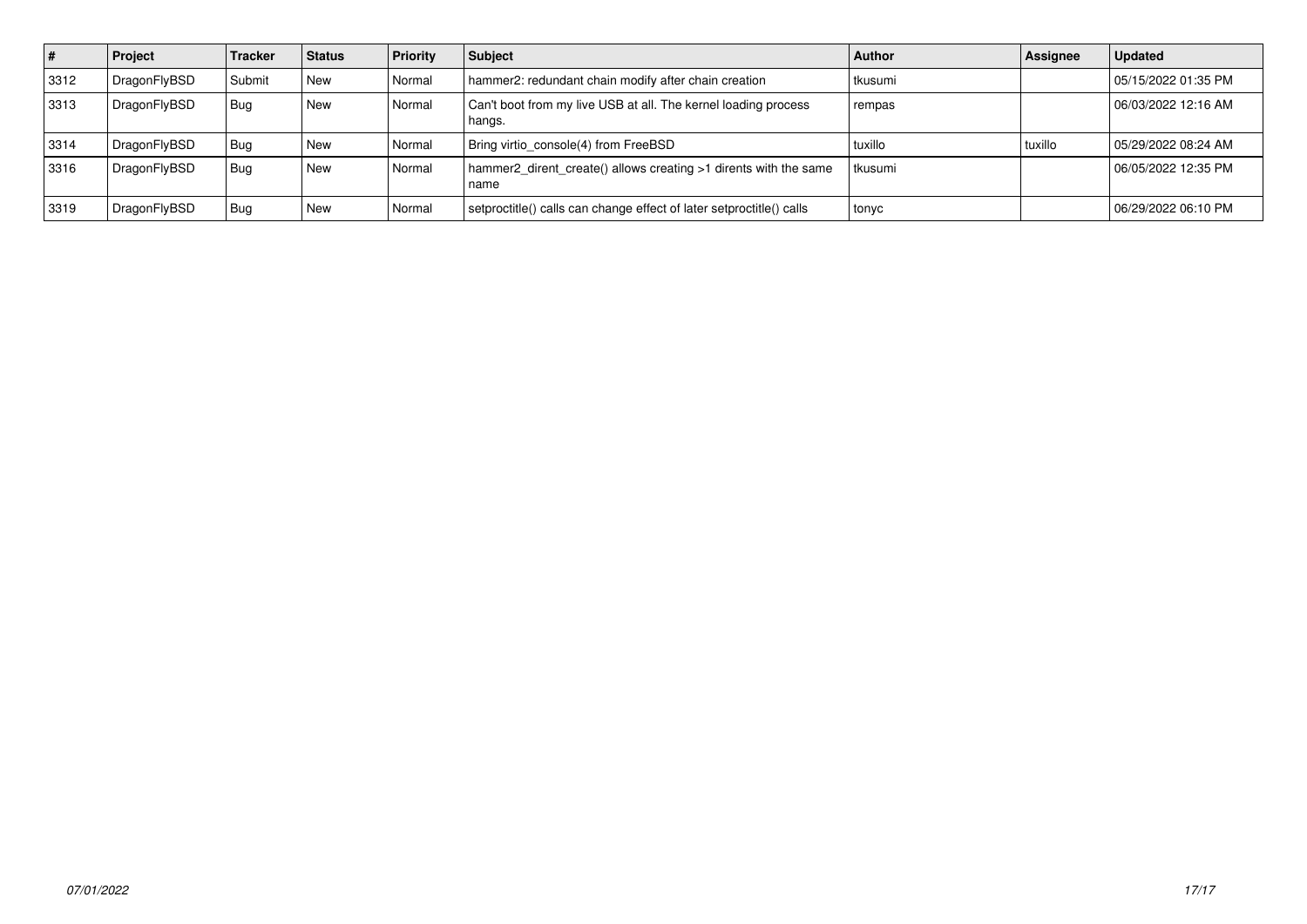| # | Project | Tracker | Status | Priority | Subject | Author | Assignee | Updated |
|---|---|---|---|---|---|---|---|---|
| 3312 | DragonFlyBSD | Submit | New | Normal | hammer2: redundant chain modify after chain creation | tkusumi | | 05/15/2022 01:35 PM |
| 3313 | DragonFlyBSD | Bug | New | Normal | Can't boot from my live USB at all. The kernel loading process hangs. | rempas | | 06/03/2022 12:16 AM |
| 3314 | DragonFlyBSD | Bug | New | Normal | Bring virtio_console(4) from FreeBSD | tuxillo | tuxillo | 05/29/2022 08:24 AM |
| 3316 | DragonFlyBSD | Bug | New | Normal | hammer2_dirent_create() allows creating >1 dirents with the same name | tkusumi | | 06/05/2022 12:35 PM |
| 3319 | DragonFlyBSD | Bug | New | Normal | setproctitle() calls can change effect of later setproctitle() calls | tonyc | | 06/29/2022 06:10 PM |